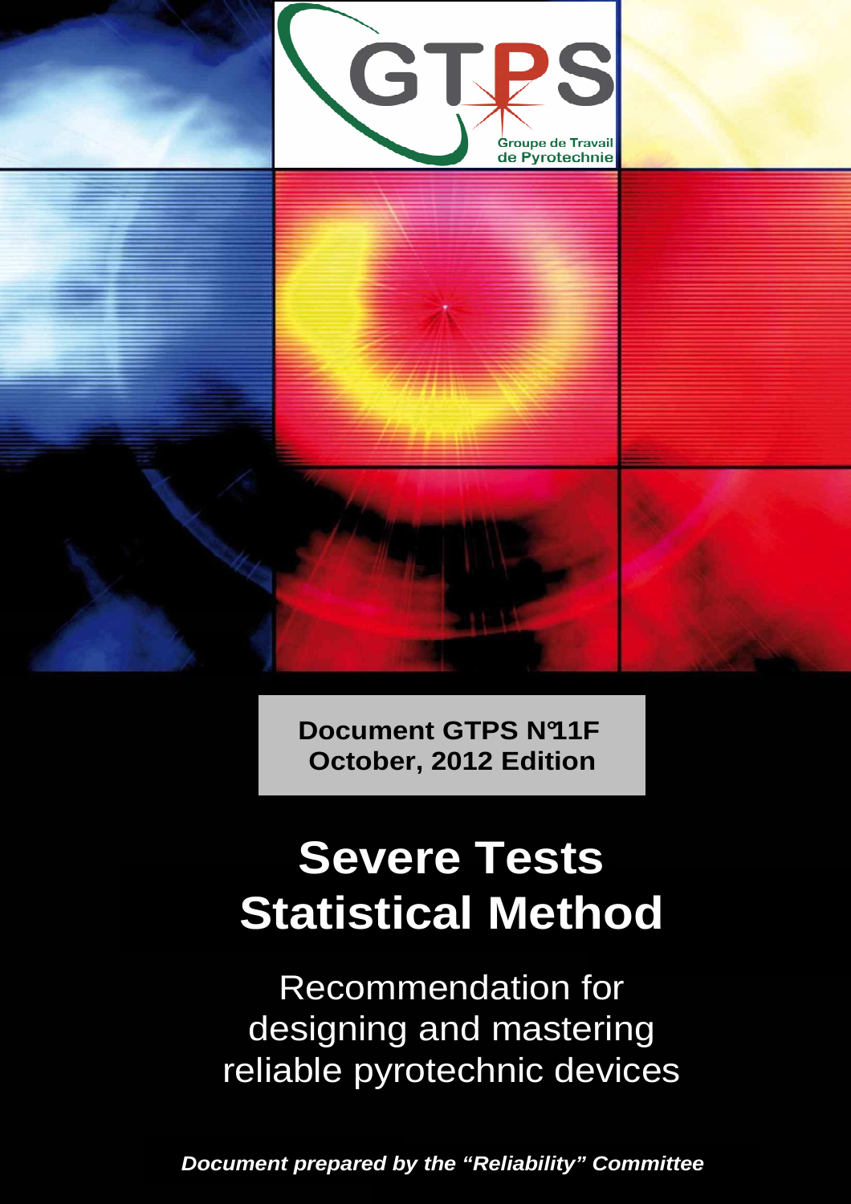GTPS

Groupe de Travail de Pyrotechnie

**Document GTPS N°11F**
**October, 2012 Edition**

# Severe Tests Statistical Method

Recommendation for designing and mastering reliable pyrotechnic devices

***Document prepared by the "Reliability" Committee***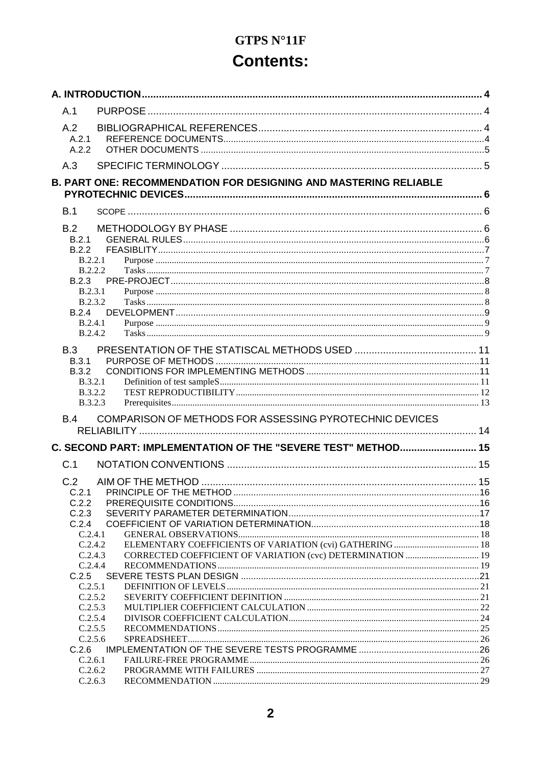# GTPS N°11F

# Contents:

- **A. INTRODUCTION** ... 4
  - A.1 PURPOSE ... 4
  - A.2 BIBLIOGRAPHICAL REFERENCES ... 4
    - A.2.1 REFERENCE DOCUMENTS ... 4
    - A.2.2 OTHER DOCUMENTS ... 5
  - A.3 SPECIFIC TERMINOLOGY ... 5
- **B. PART ONE: RECOMMENDATION FOR DESIGNING AND MASTERING RELIABLE PYROTECHNIC DEVICES** ... 6
  - B.1 SCOPE ... 6
  - B.2 METHODOLOGY BY PHASE ... 6
    - B.2.1 GENERAL RULES ... 6
    - B.2.2 FEASIBLITY ... 7
      - B.2.2.1 Purpose ... 7
      - B.2.2.2 Tasks ... 7
    - B.2.3 PRE-PROJECT ... 8
      - B.2.3.1 Purpose ... 8
      - B.2.3.2 Tasks ... 8
    - B.2.4 DEVELOPMENT ... 9
      - B.2.4.1 Purpose ... 9
      - B.2.4.2 Tasks ... 9
  - B.3 PRESENTATION OF THE STATISCAL METHODS USED ... 11
    - B.3.1 PURPOSE OF METHODS ... 11
    - B.3.2 CONDITIONS FOR IMPLEMENTING METHODS ... 11
      - B.3.2.1 Definition of test sampleS ... 11
      - B.3.2.2 TEST REPRODUCTIBILITY ... 12
      - B.3.2.3 Prerequisites ... 13
  - B.4 COMPARISON OF METHODS FOR ASSESSING PYROTECHNIC DEVICES RELIABILITY ... 14
- **C. SECOND PART: IMPLEMENTATION OF THE "SEVERE TEST" METHOD** ... 15
  - C.1 NOTATION CONVENTIONS ... 15
  - C.2 AIM OF THE METHOD ... 15
    - C.2.1 PRINCIPLE OF THE METHOD ... 16
    - C.2.2 PREREQUISITE CONDITIONS ... 16
    - C.2.3 SEVERITY PARAMETER DETERMINATION ... 17
    - C.2.4 COEFFICIENT OF VARIATION DETERMINATION ... 18
      - C.2.4.1 GENERAL OBSERVATIONS ... 18
      - C.2.4.2 ELEMENTARY COEFFICIENTS OF VARIATION (cvi) GATHERING ... 18
      - C.2.4.3 CORRECTED COEFFICIENT OF VARIATION (cvc) DETERMINATION ... 19
      - C.2.4.4 RECOMMENDATIONS ... 19
    - C.2.5 SEVERE TESTS PLAN DESIGN ... 21
      - C.2.5.1 DEFINITION OF LEVELS ... 21
      - C.2.5.2 SEVERITY COEFFICIENT DEFINITION ... 21
      - C.2.5.3 MULTIPLIER COEFFICIENT CALCULATION ... 22
      - C.2.5.4 DIVISOR COEFFICIENT CALCULATION ... 24
      - C.2.5.5 RECOMMENDATIONS ... 25
      - C.2.5.6 SPREADSHEET ... 26
    - C.2.6 IMPLEMENTATION OF THE SEVERE TESTS PROGRAMME ... 26
      - C.2.6.1 FAILURE-FREE PROGRAMME ... 26
      - C.2.6.2 PROGRAMME WITH FAILURES ... 27
      - C.2.6.3 RECOMMENDATION ... 29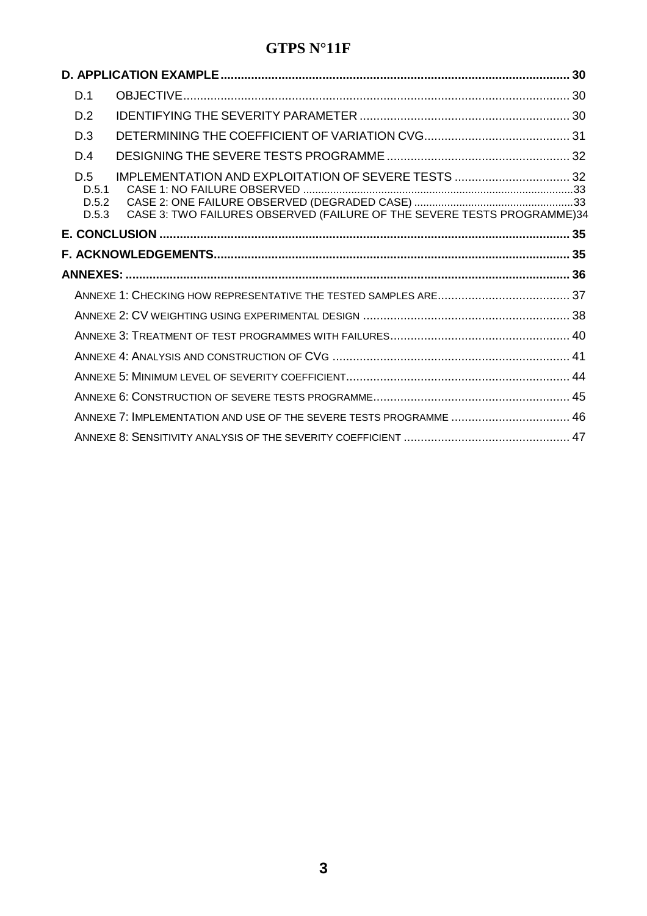| | | |
|---|---|---|
| **D. APPLICATION EXAMPLE** | | **30** |
| D.1 | OBJECTIVE | 30 |
| D.2 | IDENTIFYING THE SEVERITY PARAMETER | 30 |
| D.3 | DETERMINING THE COEFFICIENT OF VARIATION CVG | 31 |
| D.4 | DESIGNING THE SEVERE TESTS PROGRAMME | 32 |
| D.5 | IMPLEMENTATION AND EXPLOITATION OF SEVERE TESTS | 32 |
| D.5.1 | CASE 1: NO FAILURE OBSERVED | 33 |
| D.5.2 | CASE 2: ONE FAILURE OBSERVED (DEGRADED CASE) | 33 |
| D.5.3 | CASE 3: TWO FAILURES OBSERVED (FAILURE OF THE SEVERE TESTS PROGRAMME) | 34 |
| **E. CONCLUSION** | | **35** |
| **F. ACKNOWLEDGEMENTS** | | **35** |
| **ANNEXES:** | | **36** |
| | ANNEXE 1: CHECKING HOW REPRESENTATIVE THE TESTED SAMPLES ARE | 37 |
| | ANNEXE 2: CV WEIGHTING USING EXPERIMENTAL DESIGN | 38 |
| | ANNEXE 3: TREATMENT OF TEST PROGRAMMES WITH FAILURES | 40 |
| | ANNEXE 4: ANALYSIS AND CONSTRUCTION OF CVG | 41 |
| | ANNEXE 5: MINIMUM LEVEL OF SEVERITY COEFFICIENT | 44 |
| | ANNEXE 6: CONSTRUCTION OF SEVERE TESTS PROGRAMME | 45 |
| | ANNEXE 7: IMPLEMENTATION AND USE OF THE SEVERE TESTS PROGRAMME | 46 |
| | ANNEXE 8: SENSITIVITY ANALYSIS OF THE SEVERITY COEFFICIENT | 47 |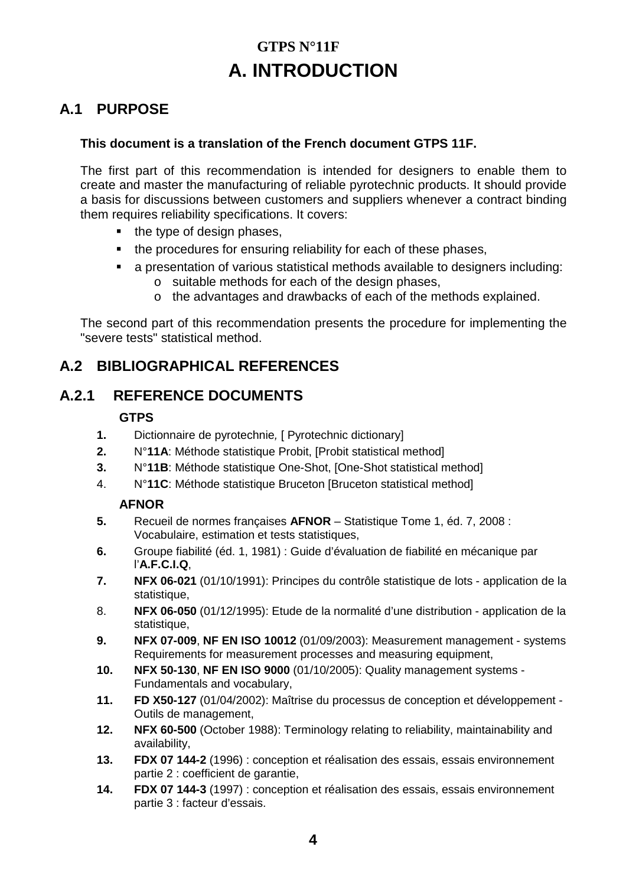# GTPS N°11F

# A. INTRODUCTION

## A.1 PURPOSE

**This document is a translation of the French document GTPS 11F.**

The first part of this recommendation is intended for designers to enable them to create and master the manufacturing of reliable pyrotechnic products. It should provide a basis for discussions between customers and suppliers whenever a contract binding them requires reliability specifications. It covers:

- the type of design phases,
- the procedures for ensuring reliability for each of these phases,
- a presentation of various statistical methods available to designers including:
  - suitable methods for each of the design phases,
  - the advantages and drawbacks of each of the methods explained.

The second part of this recommendation presents the procedure for implementing the "severe tests" statistical method.

## A.2 BIBLIOGRAPHICAL REFERENCES

### A.2.1 REFERENCE DOCUMENTS

**GTPS**

1. Dictionnaire de pyrotechnie, [ Pyrotechnic dictionary]
2. N°**11A**: Méthode statistique Probit, [Probit statistical method]
3. N°**11B**: Méthode statistique One-Shot, [One-Shot statistical method]
4. N°**11C**: Méthode statistique Bruceton [Bruceton statistical method]

**AFNOR**

5. Recueil de normes françaises **AFNOR** – Statistique Tome 1, éd. 7, 2008 : Vocabulaire, estimation et tests statistiques,
6. Groupe fiabilité (éd. 1, 1981) : Guide d'évaluation de fiabilité en mécanique par l'**A.F.C.I.Q**,
7. **NFX 06-021** (01/10/1991): Principes du contrôle statistique de lots - application de la statistique,
8. **NFX 06-050** (01/12/1995): Etude de la normalité d'une distribution - application de la statistique,
9. **NFX 07-009**, **NF EN ISO 10012** (01/09/2003): Measurement management - systems Requirements for measurement processes and measuring equipment,
10. **NFX 50-130**, **NF EN ISO 9000** (01/10/2005): Quality management systems - Fundamentals and vocabulary,
11. **FD X50-127** (01/04/2002): Maîtrise du processus de conception et développement - Outils de management,
12. **NFX 60-500** (October 1988): Terminology relating to reliability, maintainability and availability,
13. **FDX 07 144-2** (1996) : conception et réalisation des essais, essais environnement partie 2 : coefficient de garantie,
14. **FDX 07 144-3** (1997) : conception et réalisation des essais, essais environnement partie 3 : facteur d'essais.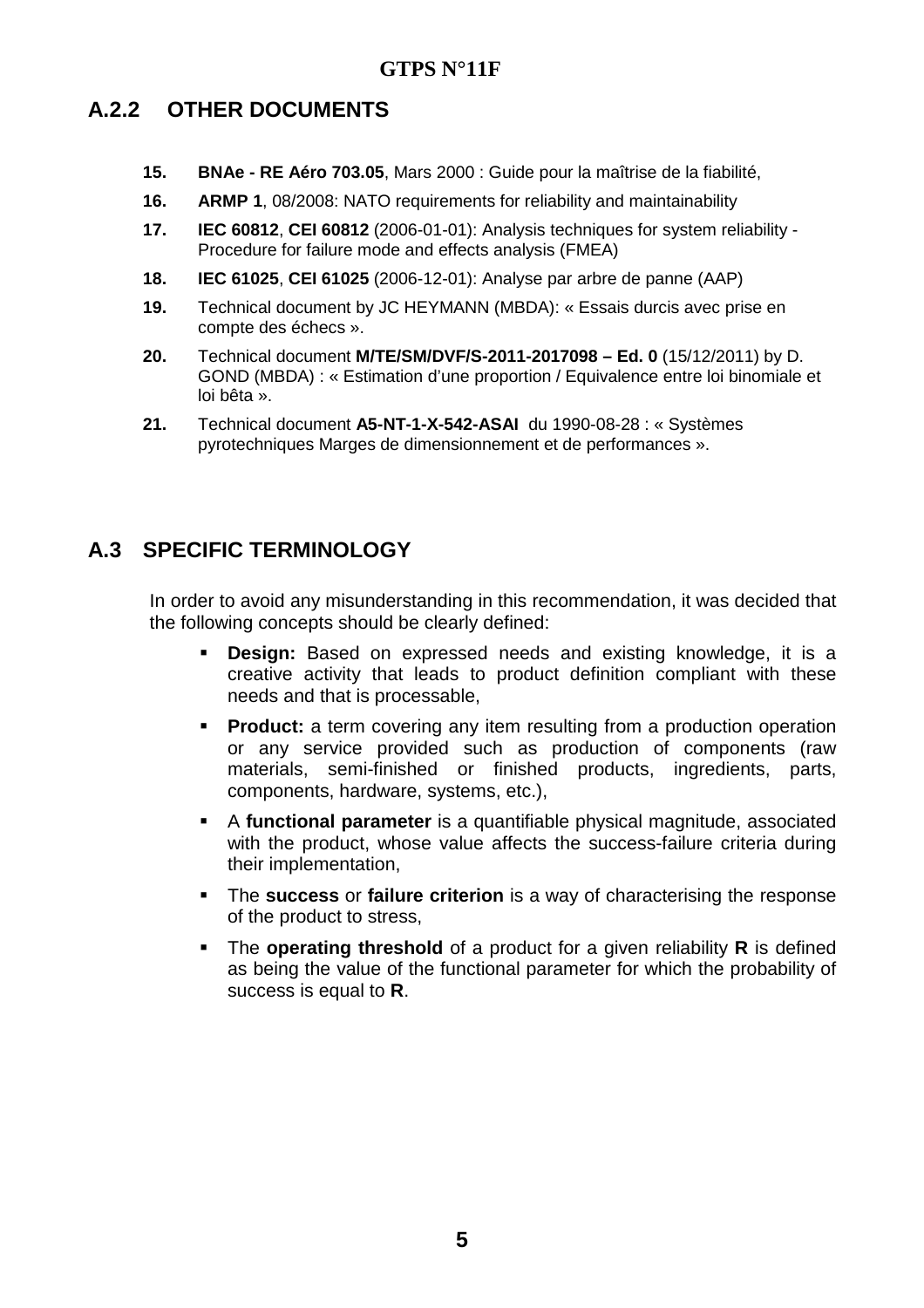## A.2.2 OTHER DOCUMENTS

15. **BNAe - RE Aéro 703.05**, Mars 2000 : Guide pour la maîtrise de la fiabilité,
16. **ARMP 1**, 08/2008: NATO requirements for reliability and maintainability
17. **IEC 60812**, **CEI 60812** (2006-01-01): Analysis techniques for system reliability - Procedure for failure mode and effects analysis (FMEA)
18. **IEC 61025**, **CEI 61025** (2006-12-01): Analyse par arbre de panne (AAP)
19. Technical document by JC HEYMANN (MBDA): « Essais durcis avec prise en compte des échecs ».
20. Technical document **M/TE/SM/DVF/S-2011-2017098 – Ed. 0** (15/12/2011) by D. GOND (MBDA) : « Estimation d'une proportion / Equivalence entre loi binomiale et loi bêta ».
21. Technical document **A5-NT-1-X-542-ASAI** du 1990-08-28 : « Systèmes pyrotechniques Marges de dimensionnement et de performances ».

## A.3 SPECIFIC TERMINOLOGY

In order to avoid any misunderstanding in this recommendation, it was decided that the following concepts should be clearly defined:

- **Design:** Based on expressed needs and existing knowledge, it is a creative activity that leads to product definition compliant with these needs and that is processable,
- **Product:** a term covering any item resulting from a production operation or any service provided such as production of components (raw materials, semi-finished or finished products, ingredients, parts, components, hardware, systems, etc.),
- A **functional parameter** is a quantifiable physical magnitude, associated with the product, whose value affects the success-failure criteria during their implementation,
- The **success** or **failure criterion** is a way of characterising the response of the product to stress,
- The **operating threshold** of a product for a given reliability **R** is defined as being the value of the functional parameter for which the probability of success is equal to **R**.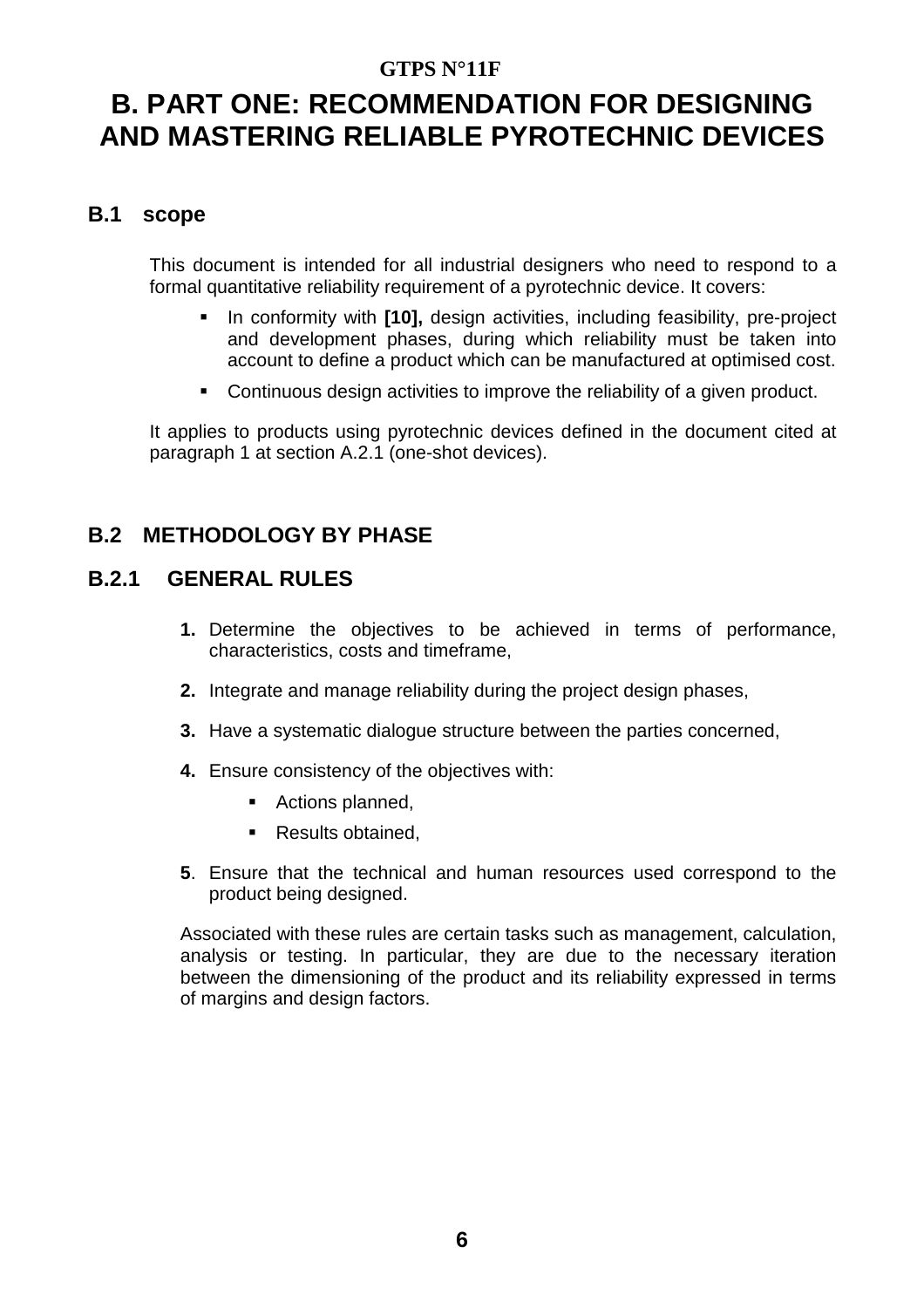# B. PART ONE: RECOMMENDATION FOR DESIGNING AND MASTERING RELIABLE PYROTECHNIC DEVICES

## B.1 scope

This document is intended for all industrial designers who need to respond to a formal quantitative reliability requirement of a pyrotechnic device. It covers:

- In conformity with **[10],** design activities, including feasibility, pre-project and development phases, during which reliability must be taken into account to define a product which can be manufactured at optimised cost.
- Continuous design activities to improve the reliability of a given product.

It applies to products using pyrotechnic devices defined in the document cited at paragraph 1 at section A.2.1 (one-shot devices).

## B.2 METHODOLOGY BY PHASE

### B.2.1 GENERAL RULES

1. Determine the objectives to be achieved in terms of performance, characteristics, costs and timeframe,
2. Integrate and manage reliability during the project design phases,
3. Have a systematic dialogue structure between the parties concerned,
4. Ensure consistency of the objectives with:
   - Actions planned,
   - Results obtained,
5. Ensure that the technical and human resources used correspond to the product being designed.

Associated with these rules are certain tasks such as management, calculation, analysis or testing. In particular, they are due to the necessary iteration between the dimensioning of the product and its reliability expressed in terms of margins and design factors.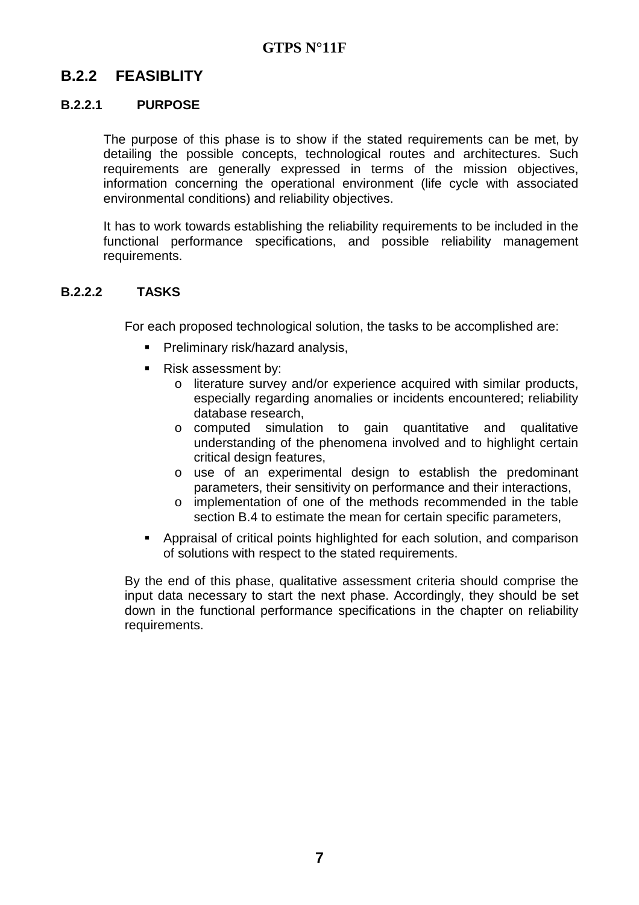## B.2.2 FEASIBLITY

### B.2.2.1 PURPOSE

The purpose of this phase is to show if the stated requirements can be met, by detailing the possible concepts, technological routes and architectures. Such requirements are generally expressed in terms of the mission objectives, information concerning the operational environment (life cycle with associated environmental conditions) and reliability objectives.

It has to work towards establishing the reliability requirements to be included in the functional performance specifications, and possible reliability management requirements.

### B.2.2.2 TASKS

For each proposed technological solution, the tasks to be accomplished are:

- Preliminary risk/hazard analysis,
- Risk assessment by:
  - literature survey and/or experience acquired with similar products, especially regarding anomalies or incidents encountered; reliability database research,
  - computed simulation to gain quantitative and qualitative understanding of the phenomena involved and to highlight certain critical design features,
  - use of an experimental design to establish the predominant parameters, their sensitivity on performance and their interactions,
  - implementation of one of the methods recommended in the table section B.4 to estimate the mean for certain specific parameters,
- Appraisal of critical points highlighted for each solution, and comparison of solutions with respect to the stated requirements.

By the end of this phase, qualitative assessment criteria should comprise the input data necessary to start the next phase. Accordingly, they should be set down in the functional performance specifications in the chapter on reliability requirements.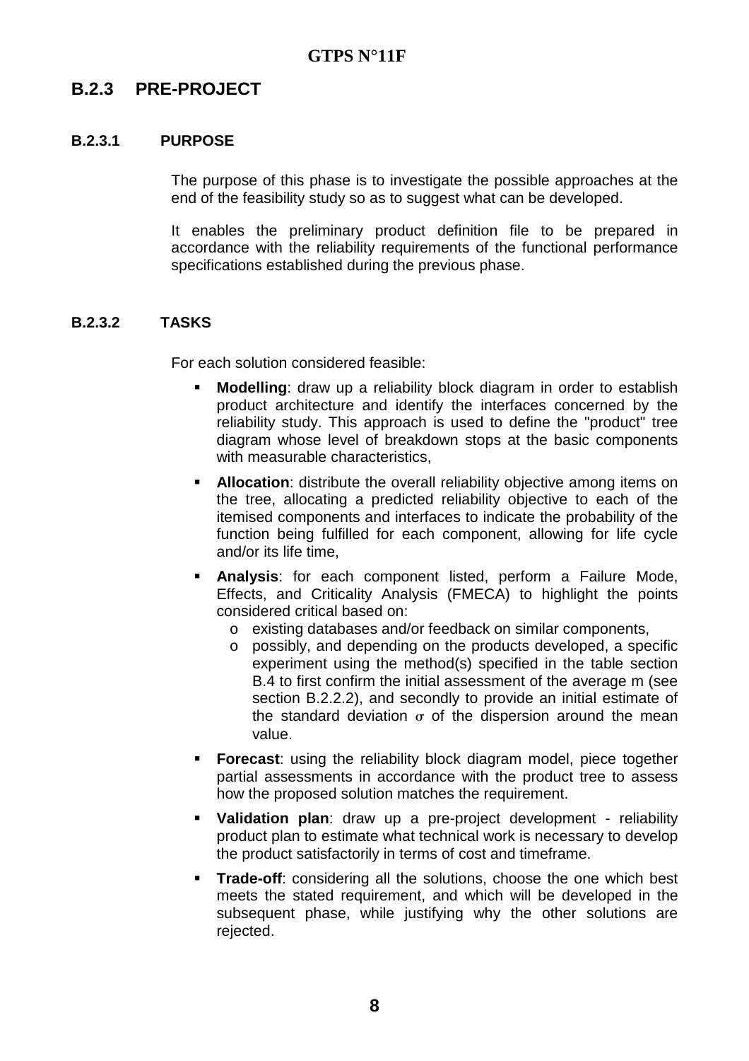## B.2.3 PRE-PROJECT

### B.2.3.1 PURPOSE

The purpose of this phase is to investigate the possible approaches at the end of the feasibility study so as to suggest what can be developed.

It enables the preliminary product definition file to be prepared in accordance with the reliability requirements of the functional performance specifications established during the previous phase.

### B.2.3.2 TASKS

For each solution considered feasible:

- **Modelling**: draw up a reliability block diagram in order to establish product architecture and identify the interfaces concerned by the reliability study. This approach is used to define the "product" tree diagram whose level of breakdown stops at the basic components with measurable characteristics,
- **Allocation**: distribute the overall reliability objective among items on the tree, allocating a predicted reliability objective to each of the itemised components and interfaces to indicate the probability of the function being fulfilled for each component, allowing for life cycle and/or its life time,
- **Analysis**: for each component listed, perform a Failure Mode, Effects, and Criticality Analysis (FMECA) to highlight the points considered critical based on:
  - existing databases and/or feedback on similar components,
  - possibly, and depending on the products developed, a specific experiment using the method(s) specified in the table section B.4 to first confirm the initial assessment of the average m (see section B.2.2.2), and secondly to provide an initial estimate of the standard deviation $\sigma$ of the dispersion around the mean value.
- **Forecast**: using the reliability block diagram model, piece together partial assessments in accordance with the product tree to assess how the proposed solution matches the requirement.
- **Validation plan**: draw up a pre-project development - reliability product plan to estimate what technical work is necessary to develop the product satisfactorily in terms of cost and timeframe.
- **Trade-off**: considering all the solutions, choose the one which best meets the stated requirement, and which will be developed in the subsequent phase, while justifying why the other solutions are rejected.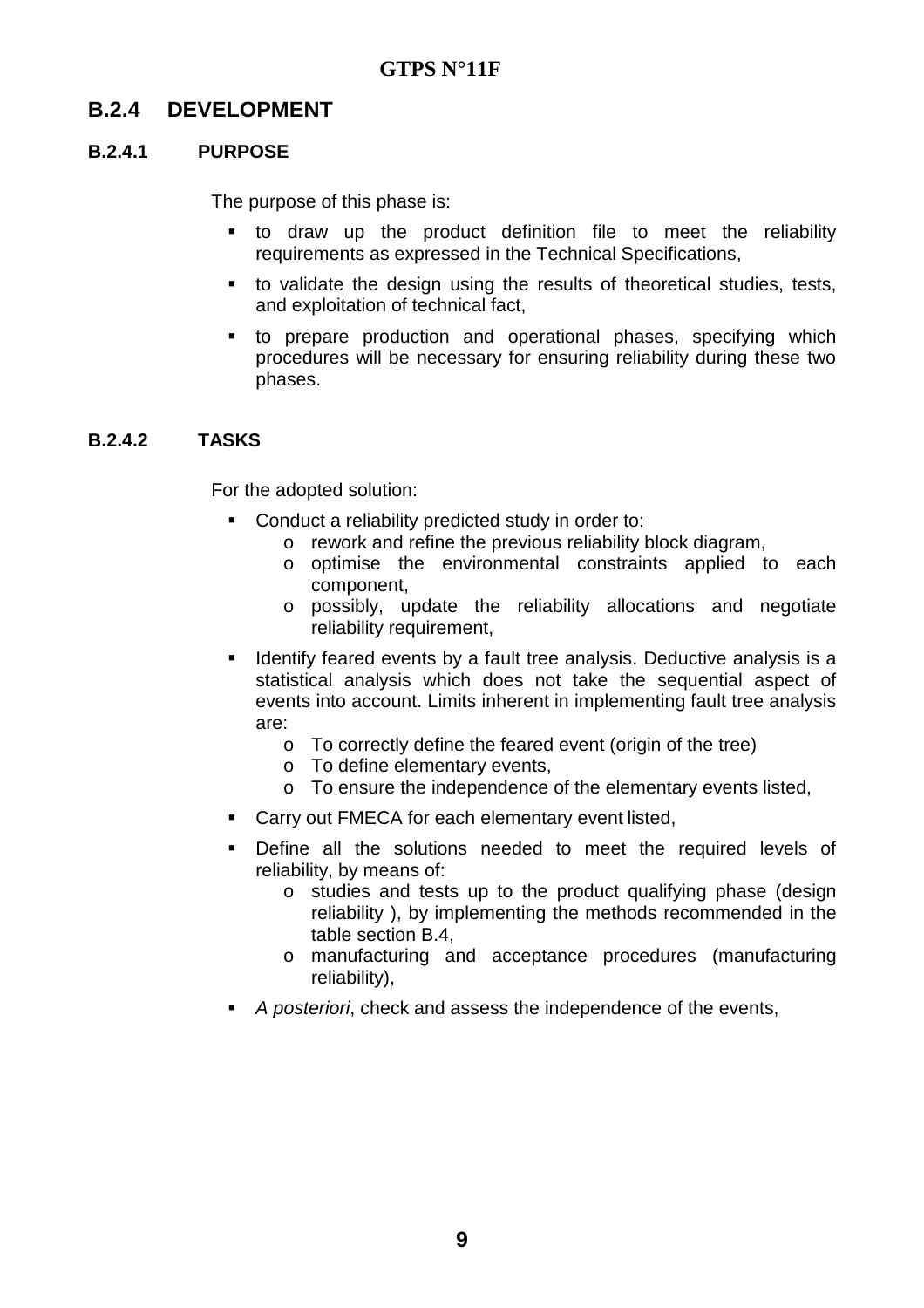## B.2.4 DEVELOPMENT

### B.2.4.1 PURPOSE

The purpose of this phase is:

- to draw up the product definition file to meet the reliability requirements as expressed in the Technical Specifications,
- to validate the design using the results of theoretical studies, tests, and exploitation of technical fact,
- to prepare production and operational phases, specifying which procedures will be necessary for ensuring reliability during these two phases.

### B.2.4.2 TASKS

For the adopted solution:

- Conduct a reliability predicted study in order to:
  - rework and refine the previous reliability block diagram,
  - optimise the environmental constraints applied to each component,
  - possibly, update the reliability allocations and negotiate reliability requirement,
- Identify feared events by a fault tree analysis. Deductive analysis is a statistical analysis which does not take the sequential aspect of events into account. Limits inherent in implementing fault tree analysis are:
  - To correctly define the feared event (origin of the tree)
  - To define elementary events,
  - To ensure the independence of the elementary events listed,
- Carry out FMECA for each elementary event listed,
- Define all the solutions needed to meet the required levels of reliability, by means of:
  - studies and tests up to the product qualifying phase (design reliability ), by implementing the methods recommended in the table section B.4,
  - manufacturing and acceptance procedures (manufacturing reliability),
- *A posteriori*, check and assess the independence of the events,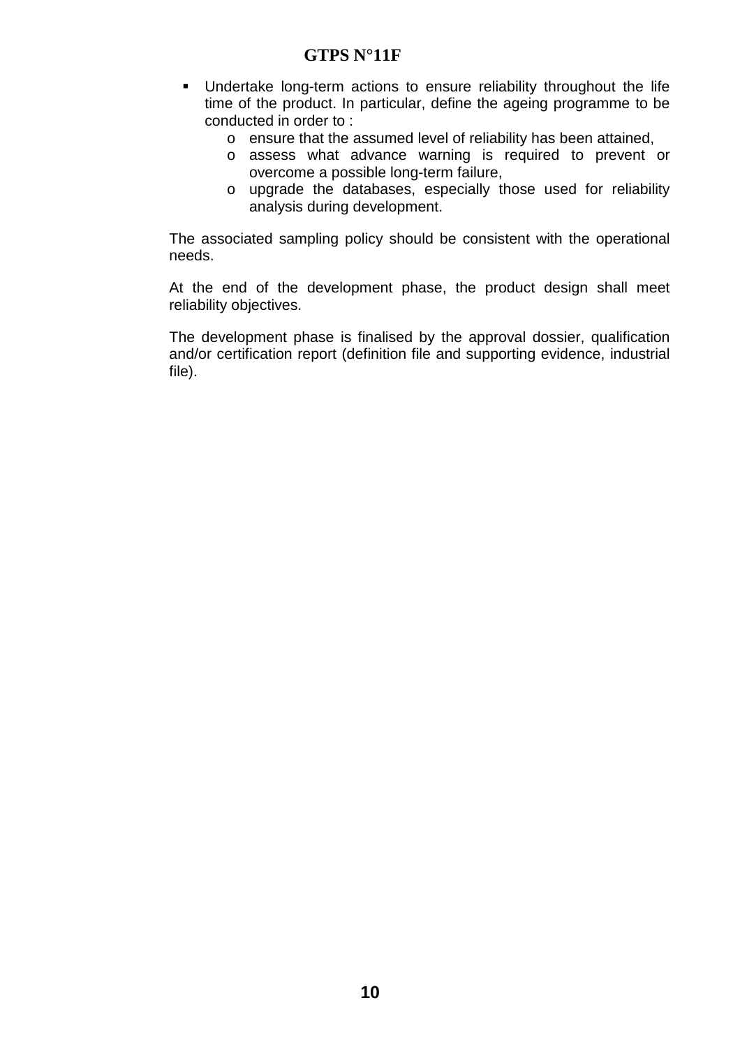- Undertake long-term actions to ensure reliability throughout the life time of the product. In particular, define the ageing programme to be conducted in order to :
  - ensure that the assumed level of reliability has been attained,
  - assess what advance warning is required to prevent or overcome a possible long-term failure,
  - upgrade the databases, especially those used for reliability analysis during development.

The associated sampling policy should be consistent with the operational needs.

At the end of the development phase, the product design shall meet reliability objectives.

The development phase is finalised by the approval dossier, qualification and/or certification report (definition file and supporting evidence, industrial file).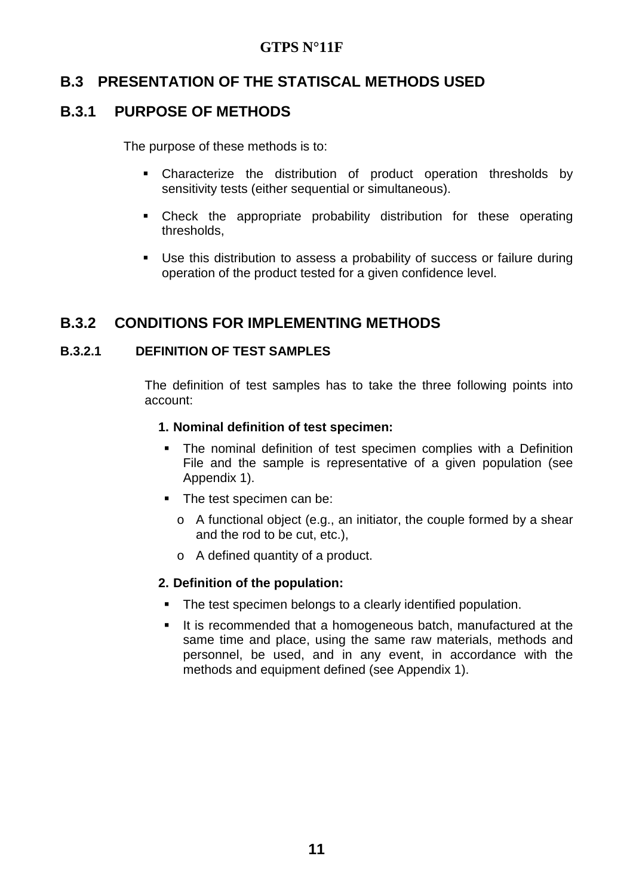## B.3 PRESENTATION OF THE STATISCAL METHODS USED

### B.3.1 PURPOSE OF METHODS

The purpose of these methods is to:

- Characterize the distribution of product operation thresholds by sensitivity tests (either sequential or simultaneous).
- Check the appropriate probability distribution for these operating thresholds,
- Use this distribution to assess a probability of success or failure during operation of the product tested for a given confidence level.

### B.3.2 CONDITIONS FOR IMPLEMENTING METHODS

#### B.3.2.1 DEFINITION OF TEST SAMPLES

The definition of test samples has to take the three following points into account:

**1. Nominal definition of test specimen:**

- The nominal definition of test specimen complies with a Definition File and the sample is representative of a given population (see Appendix 1).
- The test specimen can be:
  - A functional object (e.g., an initiator, the couple formed by a shear and the rod to be cut, etc.),
  - A defined quantity of a product.

**2. Definition of the population:**

- The test specimen belongs to a clearly identified population.
- It is recommended that a homogeneous batch, manufactured at the same time and place, using the same raw materials, methods and personnel, be used, and in any event, in accordance with the methods and equipment defined (see Appendix 1).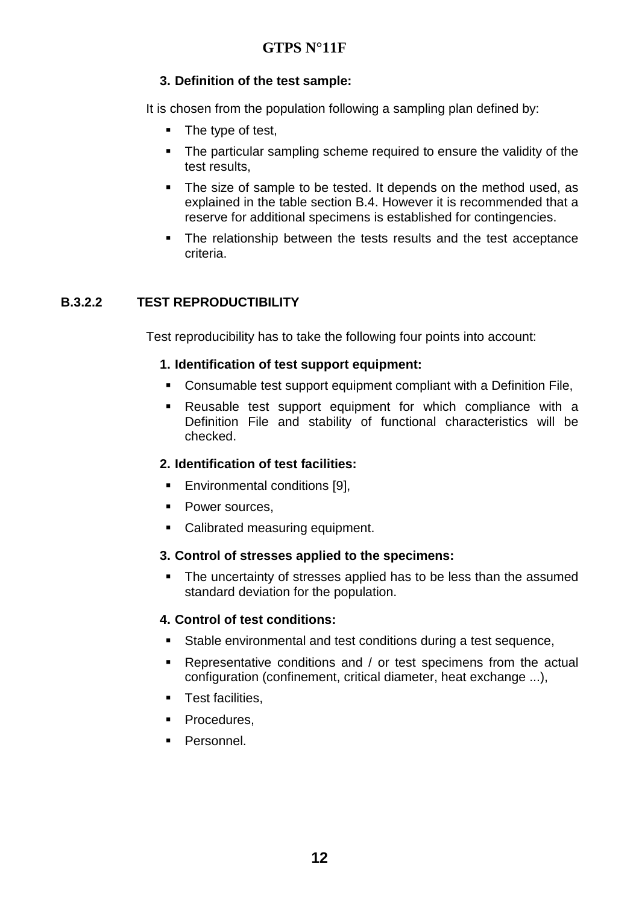**3. Definition of the test sample:**

It is chosen from the population following a sampling plan defined by:

- The type of test,
- The particular sampling scheme required to ensure the validity of the test results,
- The size of sample to be tested. It depends on the method used, as explained in the table section B.4. However it is recommended that a reserve for additional specimens is established for contingencies.
- The relationship between the tests results and the test acceptance criteria.

### B.3.2.2 TEST REPRODUCTIBILITY

Test reproducibility has to take the following four points into account:

**1. Identification of test support equipment:**

- Consumable test support equipment compliant with a Definition File,
- Reusable test support equipment for which compliance with a Definition File and stability of functional characteristics will be checked.

**2. Identification of test facilities:**

- Environmental conditions [9],
- Power sources,
- Calibrated measuring equipment.

**3. Control of stresses applied to the specimens:**

- The uncertainty of stresses applied has to be less than the assumed standard deviation for the population.

**4. Control of test conditions:**

- Stable environmental and test conditions during a test sequence,
- Representative conditions and / or test specimens from the actual configuration (confinement, critical diameter, heat exchange ...),
- Test facilities,
- Procedures,
- Personnel.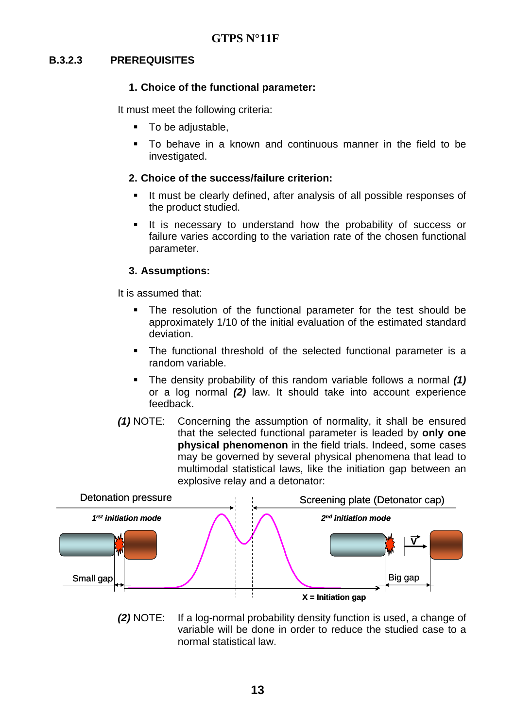### B.3.2.3 PREREQUISITES

**1. Choice of the functional parameter:**

It must meet the following criteria:

- To be adjustable,
- To behave in a known and continuous manner in the field to be investigated.

**2. Choice of the success/failure criterion:**

- It must be clearly defined, after analysis of all possible responses of the product studied.
- It is necessary to understand how the probability of success or failure varies according to the variation rate of the chosen functional parameter.

**3. Assumptions:**

It is assumed that:

- The resolution of the functional parameter for the test should be approximately 1/10 of the initial evaluation of the estimated standard deviation.
- The functional threshold of the selected functional parameter is a random variable.
- The density probability of this random variable follows a normal ***(1)*** or a log normal ***(2)*** law. It should take into account experience feedback.

***(1)*** NOTE: Concerning the assumption of normality, it shall be ensured that the selected functional parameter is leaded by **only one physical phenomenon** in the field trials. Indeed, some cases may be governed by several physical phenomena that lead to multimodal statistical laws, like the initiation gap between an explosive relay and a detonator:

Detonation pressure | Screening plate (Detonator cap)

***1rst initiation mode*** | ***2nd initiation mode***

Small gap | Big gap | V

**X = Initiation gap**

***(2)*** NOTE: If a log-normal probability density function is used, a change of variable will be done in order to reduce the studied case to a normal statistical law.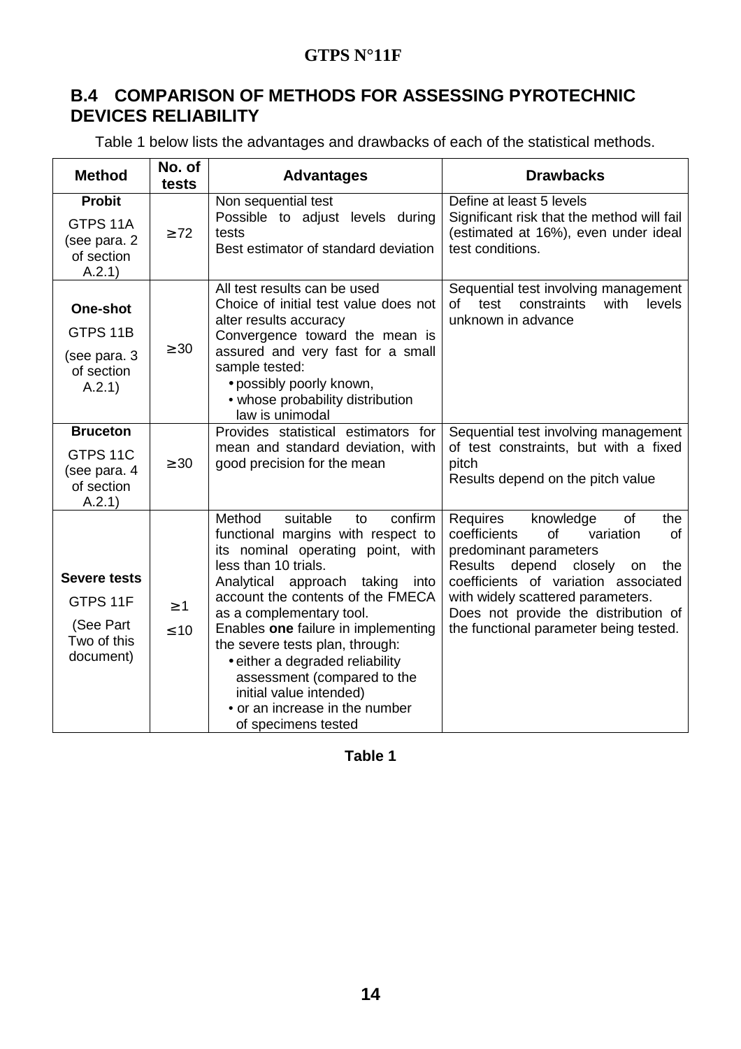## B.4 COMPARISON OF METHODS FOR ASSESSING PYROTECHNIC DEVICES RELIABILITY

Table 1 below lists the advantages and drawbacks of each of the statistical methods.

| Method | No. of tests | Advantages | Drawbacks |
|---|---|---|---|
| **Probit**<br>GTPS 11A (see para. 2 of section A.2.1) | ≥ 72 | Non sequential test<br>Possible to adjust levels during tests<br>Best estimator of standard deviation | Define at least 5 levels<br>Significant risk that the method will fail (estimated at 16%), even under ideal test conditions. |
| **One-shot**<br>GTPS 11B<br>(see para. 3 of section A.2.1) | ≥ 30 | All test results can be used<br>Choice of initial test value does not alter results accuracy<br>Convergence toward the mean is assured and very fast for a small sample tested:<br>• possibly poorly known,<br>• whose probability distribution law is unimodal | Sequential test involving management of test constraints with levels unknown in advance |
| **Bruceton**<br>GTPS 11C (see para. 4 of section A.2.1) | ≥ 30 | Provides statistical estimators for mean and standard deviation, with good precision for the mean | Sequential test involving management of test constraints, but with a fixed pitch<br>Results depend on the pitch value |
| **Severe tests**<br>GTPS 11F<br>(See Part Two of this document) | ≥ 1<br>≤ 10 | Method suitable to confirm functional margins with respect to its nominal operating point, with less than 10 trials.<br>Analytical approach taking into account the contents of the FMECA as a complementary tool.<br>Enables **one** failure in implementing the severe tests plan, through:<br>• either a degraded reliability assessment (compared to the initial value intended)<br>• or an increase in the number of specimens tested | Requires knowledge of the coefficients of variation of predominant parameters<br>Results depend closely on the coefficients of variation associated with widely scattered parameters.<br>Does not provide the distribution of the functional parameter being tested. |

**Table 1**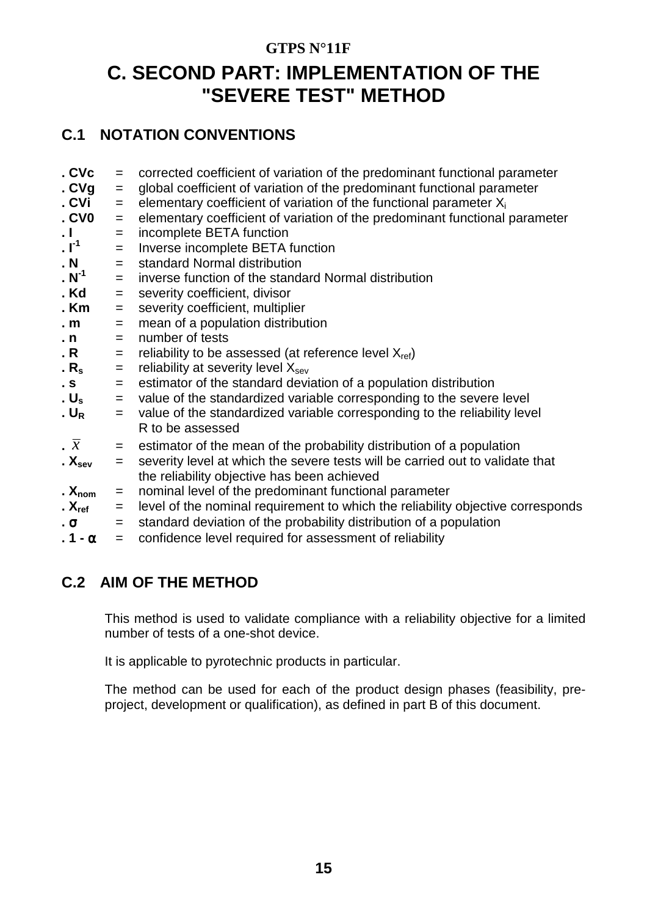# C. SECOND PART: IMPLEMENTATION OF THE "SEVERE TEST" METHOD

## C.1 NOTATION CONVENTIONS

- **. CVc** = corrected coefficient of variation of the predominant functional parameter
- **. CVg** = global coefficient of variation of the predominant functional parameter
- **. CVi** = elementary coefficient of variation of the functional parameter $X_i$
- **. CV0** = elementary coefficient of variation of the predominant functional parameter
- **. I** = incomplete BETA function
- **. $I^{-1}$** = Inverse incomplete BETA function
- **. N** = standard Normal distribution
- **. $N^{-1}$** = inverse function of the standard Normal distribution
- **. Kd** = severity coefficient, divisor
- **. Km** = severity coefficient, multiplier
- **. m** = mean of a population distribution
- **. n** = number of tests
- **. R** = reliability to be assessed (at reference level $X_{ref}$)
- **. $R_s$** = reliability at severity level $X_{sev}$
- **. s** = estimator of the standard deviation of a population distribution
- **. $U_s$** = value of the standardized variable corresponding to the severe level
- **. $U_R$** = value of the standardized variable corresponding to the reliability level R to be assessed
- **. $\overline{X}$** = estimator of the mean of the probability distribution of a population
- **. $X_{sev}$** = severity level at which the severe tests will be carried out to validate that the reliability objective has been achieved
- **. $X_{nom}$** = nominal level of the predominant functional parameter
- **. $X_{ref}$** = level of the nominal requirement to which the reliability objective corresponds
- **. $\sigma$** = standard deviation of the probability distribution of a population
- **. $1 - \alpha$** = confidence level required for assessment of reliability

## C.2 AIM OF THE METHOD

This method is used to validate compliance with a reliability objective for a limited number of tests of a one-shot device.

It is applicable to pyrotechnic products in particular.

The method can be used for each of the product design phases (feasibility, pre-project, development or qualification), as defined in part B of this document.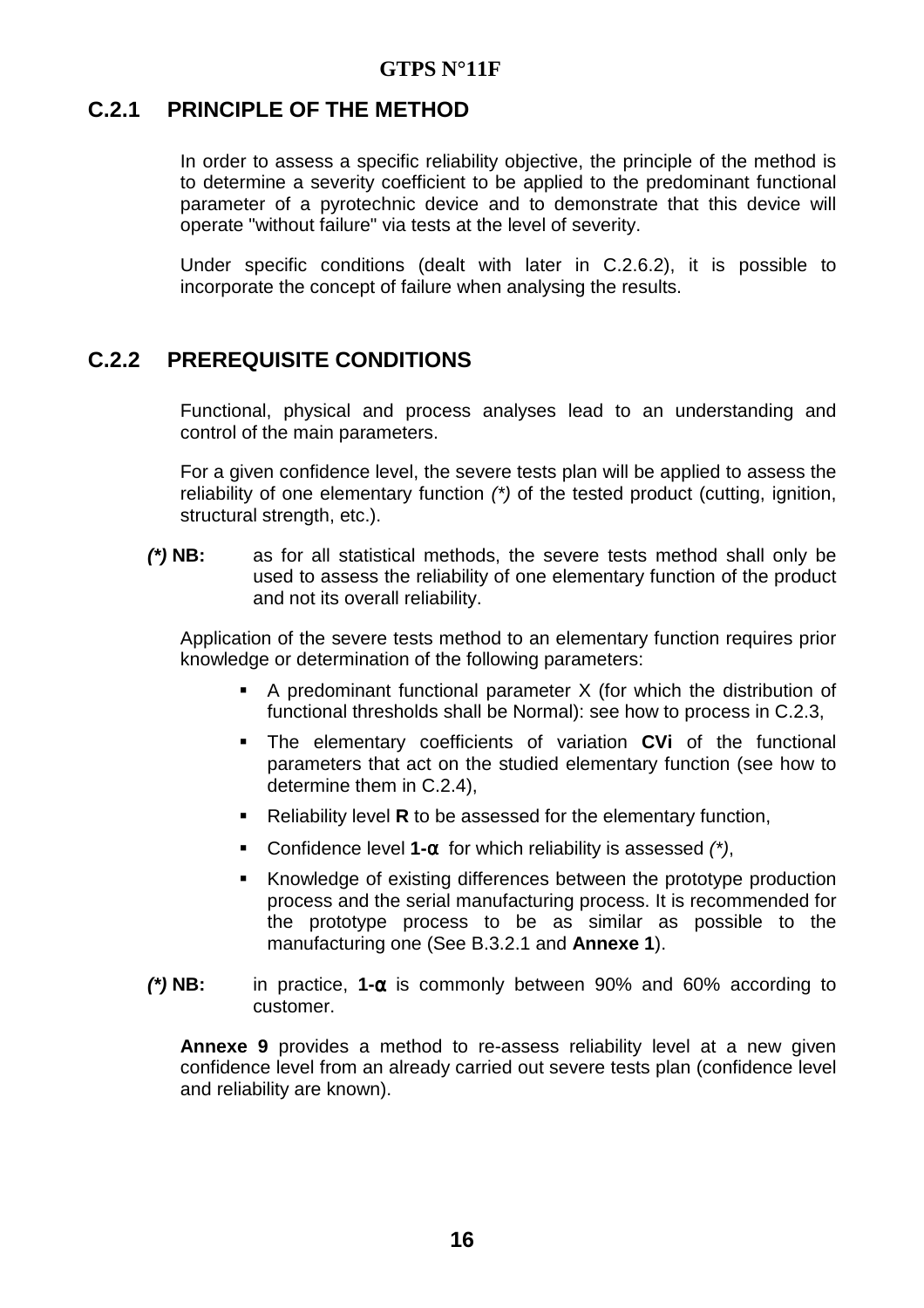## C.2.1 PRINCIPLE OF THE METHOD

In order to assess a specific reliability objective, the principle of the method is to determine a severity coefficient to be applied to the predominant functional parameter of a pyrotechnic device and to demonstrate that this device will operate "without failure" via tests at the level of severity.

Under specific conditions (dealt with later in C.2.6.2), it is possible to incorporate the concept of failure when analysing the results.

## C.2.2 PREREQUISITE CONDITIONS

Functional, physical and process analyses lead to an understanding and control of the main parameters.

For a given confidence level, the severe tests plan will be applied to assess the reliability of one elementary function *(\*)* of the tested product (cutting, ignition, structural strength, etc.).

***(\*)* NB:** as for all statistical methods, the severe tests method shall only be used to assess the reliability of one elementary function of the product and not its overall reliability.

Application of the severe tests method to an elementary function requires prior knowledge or determination of the following parameters:

- A predominant functional parameter X (for which the distribution of functional thresholds shall be Normal): see how to process in C.2.3,
- The elementary coefficients of variation **CVi** of the functional parameters that act on the studied elementary function (see how to determine them in C.2.4),
- Reliability level **R** to be assessed for the elementary function,
- Confidence level **1-$\alpha$** for which reliability is assessed *(\*)*,
- Knowledge of existing differences between the prototype production process and the serial manufacturing process. It is recommended for the prototype process to be as similar as possible to the manufacturing one (See B.3.2.1 and **Annexe 1**).

***(\*)* NB:** in practice, **1-$\alpha$** is commonly between 90% and 60% according to customer.

**Annexe 9** provides a method to re-assess reliability level at a new given confidence level from an already carried out severe tests plan (confidence level and reliability are known).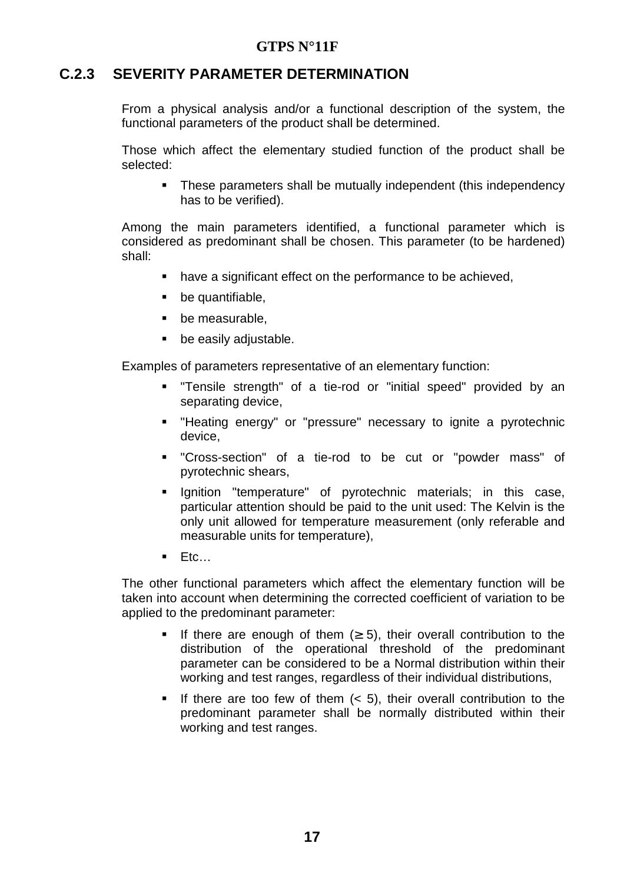## C.2.3 SEVERITY PARAMETER DETERMINATION

From a physical analysis and/or a functional description of the system, the functional parameters of the product shall be determined.

Those which affect the elementary studied function of the product shall be selected:

- These parameters shall be mutually independent (this independency has to be verified).

Among the main parameters identified, a functional parameter which is considered as predominant shall be chosen. This parameter (to be hardened) shall:

- have a significant effect on the performance to be achieved,
- be quantifiable,
- be measurable,
- be easily adjustable.

Examples of parameters representative of an elementary function:

- "Tensile strength" of a tie-rod or "initial speed" provided by an separating device,
- "Heating energy" or "pressure" necessary to ignite a pyrotechnic device,
- "Cross-section" of a tie-rod to be cut or "powder mass" of pyrotechnic shears,
- Ignition "temperature" of pyrotechnic materials; in this case, particular attention should be paid to the unit used: The Kelvin is the only unit allowed for temperature measurement (only referable and measurable units for temperature),
- Etc…

The other functional parameters which affect the elementary function will be taken into account when determining the corrected coefficient of variation to be applied to the predominant parameter:

- If there are enough of them ($\geq 5$), their overall contribution to the distribution of the operational threshold of the predominant parameter can be considered to be a Normal distribution within their working and test ranges, regardless of their individual distributions,
- If there are too few of them ($< 5$), their overall contribution to the predominant parameter shall be normally distributed within their working and test ranges.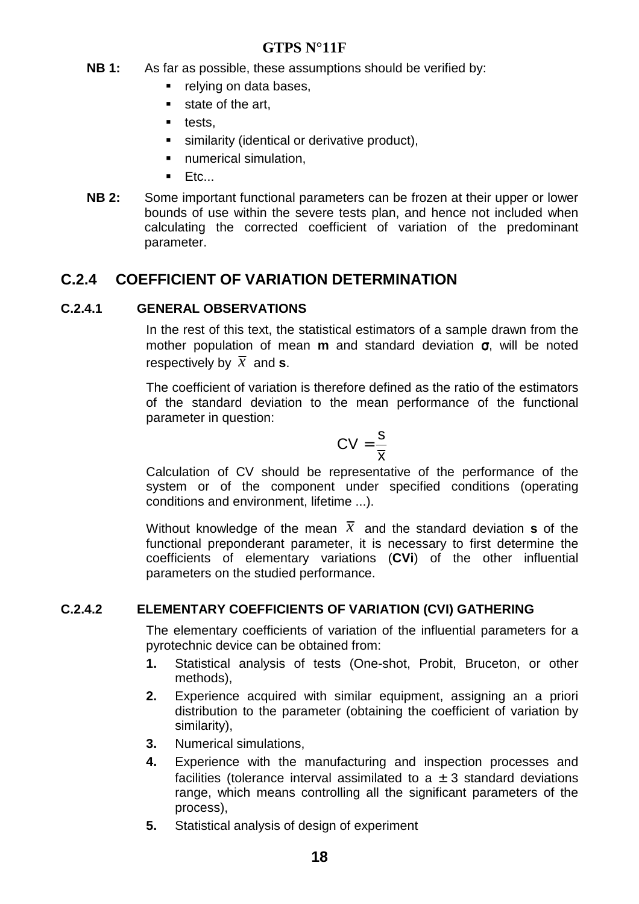**NB 1:** As far as possible, these assumptions should be verified by:

- relying on data bases,
- state of the art,
- tests,
- similarity (identical or derivative product),
- numerical simulation,
- Etc...

**NB 2:** Some important functional parameters can be frozen at their upper or lower bounds of use within the severe tests plan, and hence not included when calculating the corrected coefficient of variation of the predominant parameter.

## C.2.4 COEFFICIENT OF VARIATION DETERMINATION

### C.2.4.1 GENERAL OBSERVATIONS

In the rest of this text, the statistical estimators of a sample drawn from the mother population of mean **m** and standard deviation **σ**, will be noted respectively by $\overline{x}$ and **s**.

The coefficient of variation is therefore defined as the ratio of the estimators of the standard deviation to the mean performance of the functional parameter in question:

$$CV = \frac{s}{\overline{x}}$$

Calculation of CV should be representative of the performance of the system or of the component under specified conditions (operating conditions and environment, lifetime ...).

Without knowledge of the mean $\overline{x}$ and the standard deviation **s** of the functional preponderant parameter, it is necessary to first determine the coefficients of elementary variations (**CVi**) of the other influential parameters on the studied performance.

### C.2.4.2 ELEMENTARY COEFFICIENTS OF VARIATION (CVI) GATHERING

The elementary coefficients of variation of the influential parameters for a pyrotechnic device can be obtained from:

1. Statistical analysis of tests (One-shot, Probit, Bruceton, or other methods),
2. Experience acquired with similar equipment, assigning an a priori distribution to the parameter (obtaining the coefficient of variation by similarity),
3. Numerical simulations,
4. Experience with the manufacturing and inspection processes and facilities (tolerance interval assimilated to a $\pm 3$ standard deviations range, which means controlling all the significant parameters of the process),
5. Statistical analysis of design of experiment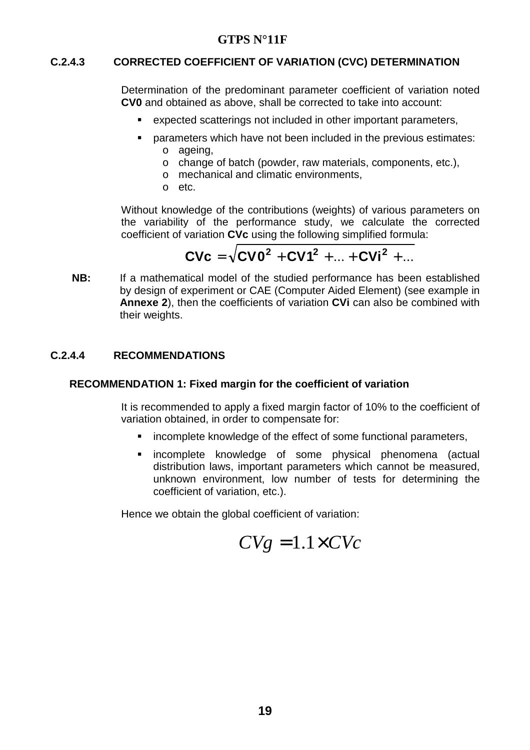### C.2.4.3 CORRECTED COEFFICIENT OF VARIATION (CVC) DETERMINATION

Determination of the predominant parameter coefficient of variation noted **CV0** and obtained as above, shall be corrected to take into account:

- expected scatterings not included in other important parameters,
- parameters which have not been included in the previous estimates:
  - ageing,
  - change of batch (powder, raw materials, components, etc.),
  - mechanical and climatic environments,
  - etc.

Without knowledge of the contributions (weights) of various parameters on the variability of the performance study, we calculate the corrected coefficient of variation **CVc** using the following simplified formula:

$$\mathbf{CVc} = \sqrt{\mathbf{CV0}^2 + \mathbf{CV1}^2 + ... + \mathbf{CVi}^2 + ...}$$

**NB:** If a mathematical model of the studied performance has been established by design of experiment or CAE (Computer Aided Element) (see example in **Annexe 2**), then the coefficients of variation **CVi** can also be combined with their weights.

### C.2.4.4 RECOMMENDATIONS

#### RECOMMENDATION 1: Fixed margin for the coefficient of variation

It is recommended to apply a fixed margin factor of 10% to the coefficient of variation obtained, in order to compensate for:

- incomplete knowledge of the effect of some functional parameters,
- incomplete knowledge of some physical phenomena (actual distribution laws, important parameters which cannot be measured, unknown environment, low number of tests for determining the coefficient of variation, etc.).

Hence we obtain the global coefficient of variation:

$$CVg = 1.1 \times CVc$$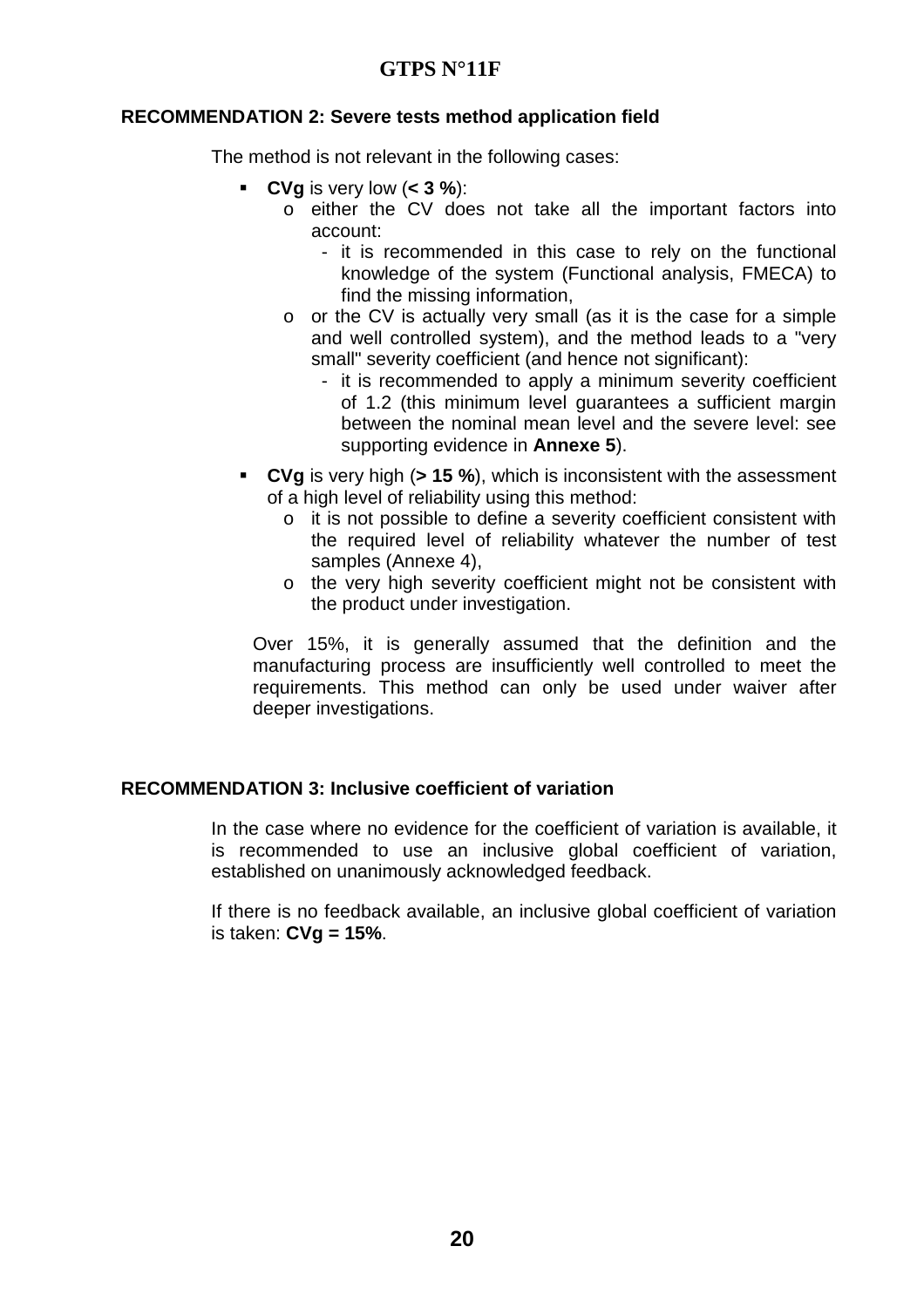**RECOMMENDATION 2: Severe tests method application field**

The method is not relevant in the following cases:

- **CVg** is very low (**< 3 %**):
  - either the CV does not take all the important factors into account:
    - it is recommended in this case to rely on the functional knowledge of the system (Functional analysis, FMECA) to find the missing information,
  - or the CV is actually very small (as it is the case for a simple and well controlled system), and the method leads to a "very small" severity coefficient (and hence not significant):
    - it is recommended to apply a minimum severity coefficient of 1.2 (this minimum level guarantees a sufficient margin between the nominal mean level and the severe level: see supporting evidence in **Annexe 5**).
- **CVg** is very high (**> 15 %**), which is inconsistent with the assessment of a high level of reliability using this method:
  - it is not possible to define a severity coefficient consistent with the required level of reliability whatever the number of test samples (Annexe 4),
  - the very high severity coefficient might not be consistent with the product under investigation.

  Over 15%, it is generally assumed that the definition and the manufacturing process are insufficiently well controlled to meet the requirements. This method can only be used under waiver after deeper investigations.

**RECOMMENDATION 3: Inclusive coefficient of variation**

In the case where no evidence for the coefficient of variation is available, it is recommended to use an inclusive global coefficient of variation, established on unanimously acknowledged feedback.

If there is no feedback available, an inclusive global coefficient of variation is taken: **CVg = 15%**.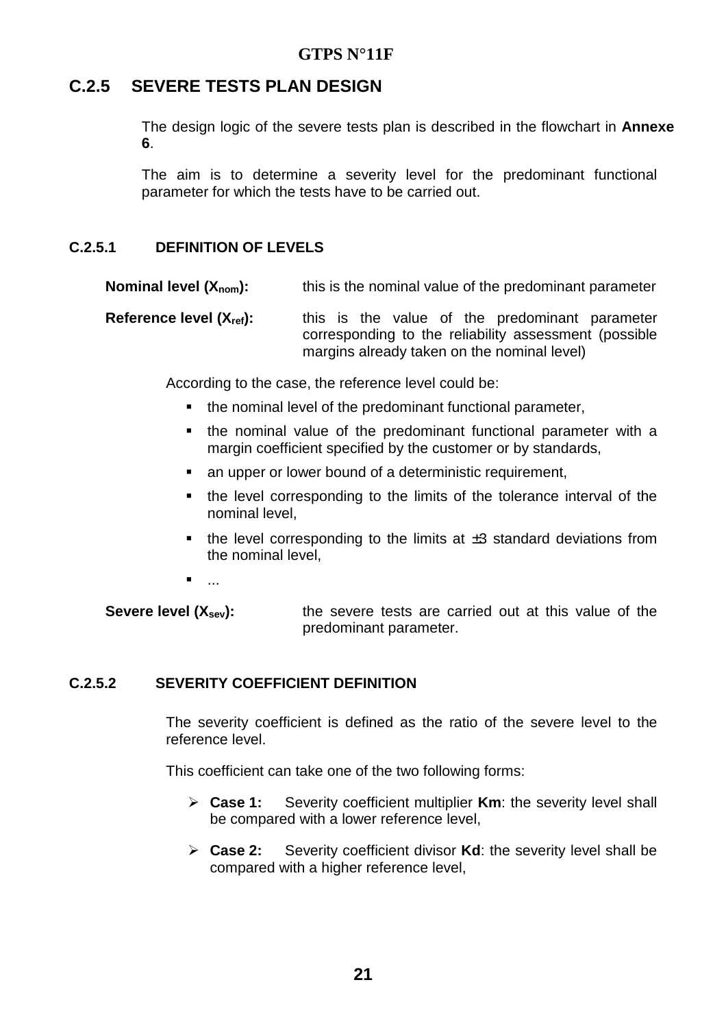## C.2.5 SEVERE TESTS PLAN DESIGN

The design logic of the severe tests plan is described in the flowchart in **Annexe 6**.

The aim is to determine a severity level for the predominant functional parameter for which the tests have to be carried out.

### C.2.5.1 DEFINITION OF LEVELS

**Nominal level ($X_{nom}$):** this is the nominal value of the predominant parameter

**Reference level ($X_{ref}$):** this is the value of the predominant parameter corresponding to the reliability assessment (possible margins already taken on the nominal level)

According to the case, the reference level could be:

- the nominal level of the predominant functional parameter,
- the nominal value of the predominant functional parameter with a margin coefficient specified by the customer or by standards,
- an upper or lower bound of a deterministic requirement,
- the level corresponding to the limits of the tolerance interval of the nominal level,
- the level corresponding to the limits at ±3 standard deviations from the nominal level,
- ...

**Severe level ($X_{sev}$):** the severe tests are carried out at this value of the predominant parameter.

### C.2.5.2 SEVERITY COEFFICIENT DEFINITION

The severity coefficient is defined as the ratio of the severe level to the reference level.

This coefficient can take one of the two following forms:

- **Case 1:** Severity coefficient multiplier **Km**: the severity level shall be compared with a lower reference level,
- **Case 2:** Severity coefficient divisor **Kd**: the severity level shall be compared with a higher reference level,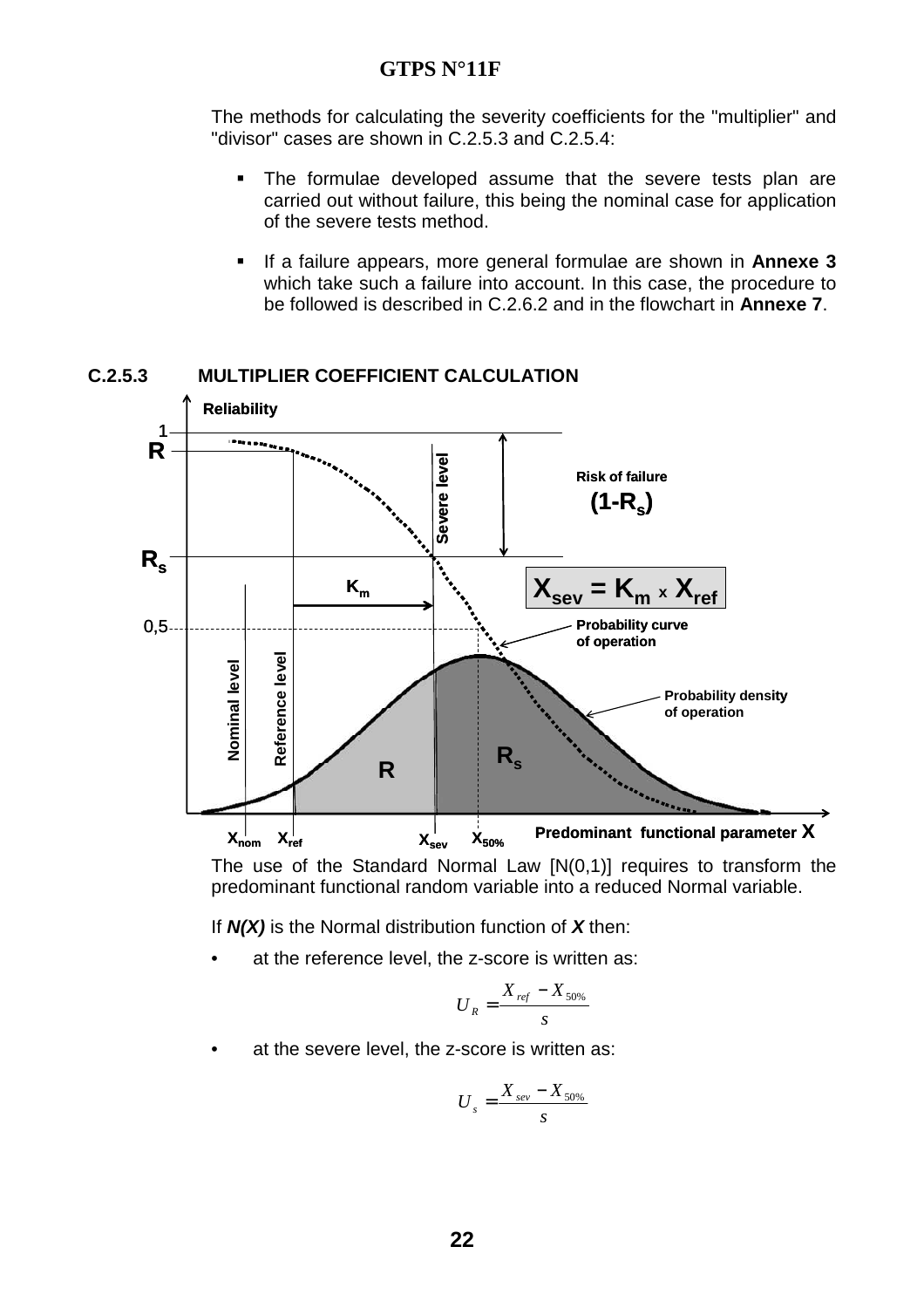The methods for calculating the severity coefficients for the "multiplier" and "divisor" cases are shown in C.2.5.3 and C.2.5.4:

- The formulae developed assume that the severe tests plan are carried out without failure, this being the nominal case for application of the severe tests method.
- If a failure appears, more general formulae are shown in **Annexe 3** which take such a failure into account. In this case, the procedure to be followed is described in C.2.6.2 and in the flowchart in **Annexe 7**.

### C.2.5.3 MULTIPLIER COEFFICIENT CALCULATION

$$X_{sev} = K_m \times X_{ref}$$

The use of the Standard Normal Law [N(0,1)] requires to transform the predominant functional random variable into a reduced Normal variable.

If ***N(X)*** is the Normal distribution function of ***X*** then:

- at the reference level, the z-score is written as:

$$U_R = \frac{X_{ref} - X_{50\%}}{s}$$

- at the severe level, the z-score is written as:

$$U_s = \frac{X_{sev} - X_{50\%}}{s}$$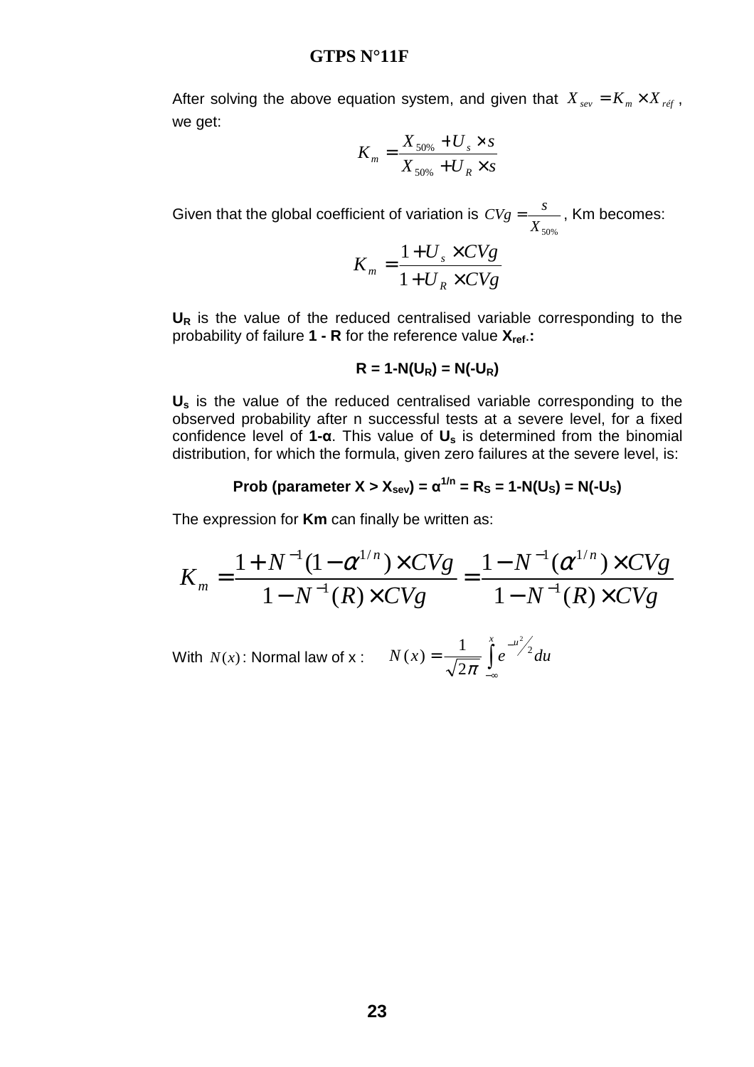After solving the above equation system, and given that $X_{sev} = K_m \times X_{réf}$, we get:

$$K_m = \frac{X_{50\%} + U_s \times s}{X_{50\%} + U_R \times s}$$

Given that the global coefficient of variation is $CVg = \frac{s}{X_{50\%}}$, Km becomes:

$$K_m = \frac{1 + U_s \times CVg}{1 + U_R \times CVg}$$

**$U_R$** is the value of the reduced centralised variable corresponding to the probability of failure **1 - R** for the reference value **$X_{ref}$.:**

$$\mathbf{R = 1 - N(U_R) = N(-U_R)}$$

**$U_s$** is the value of the reduced centralised variable corresponding to the observed probability after n successful tests at a severe level, for a fixed confidence level of **1-α**. This value of **$U_s$** is determined from the binomial distribution, for which the formula, given zero failures at the severe level, is:

$$\textbf{Prob (parameter } X > X_{sev}\textbf{)} = \alpha^{1/n} = R_S = 1 - N(U_S) = N(-U_S)$$

The expression for **Km** can finally be written as:

$$K_m = \frac{1 + N^{-1}(1 - \alpha^{1/n}) \times CVg}{1 - N^{-1}(R) \times CVg} = \frac{1 - N^{-1}(\alpha^{1/n}) \times CVg}{1 - N^{-1}(R) \times CVg}$$

With $N(x)$: Normal law of x : $N(x) = \frac{1}{\sqrt{2\pi}} \int_{-\infty}^{x} e^{-u^2/2} du$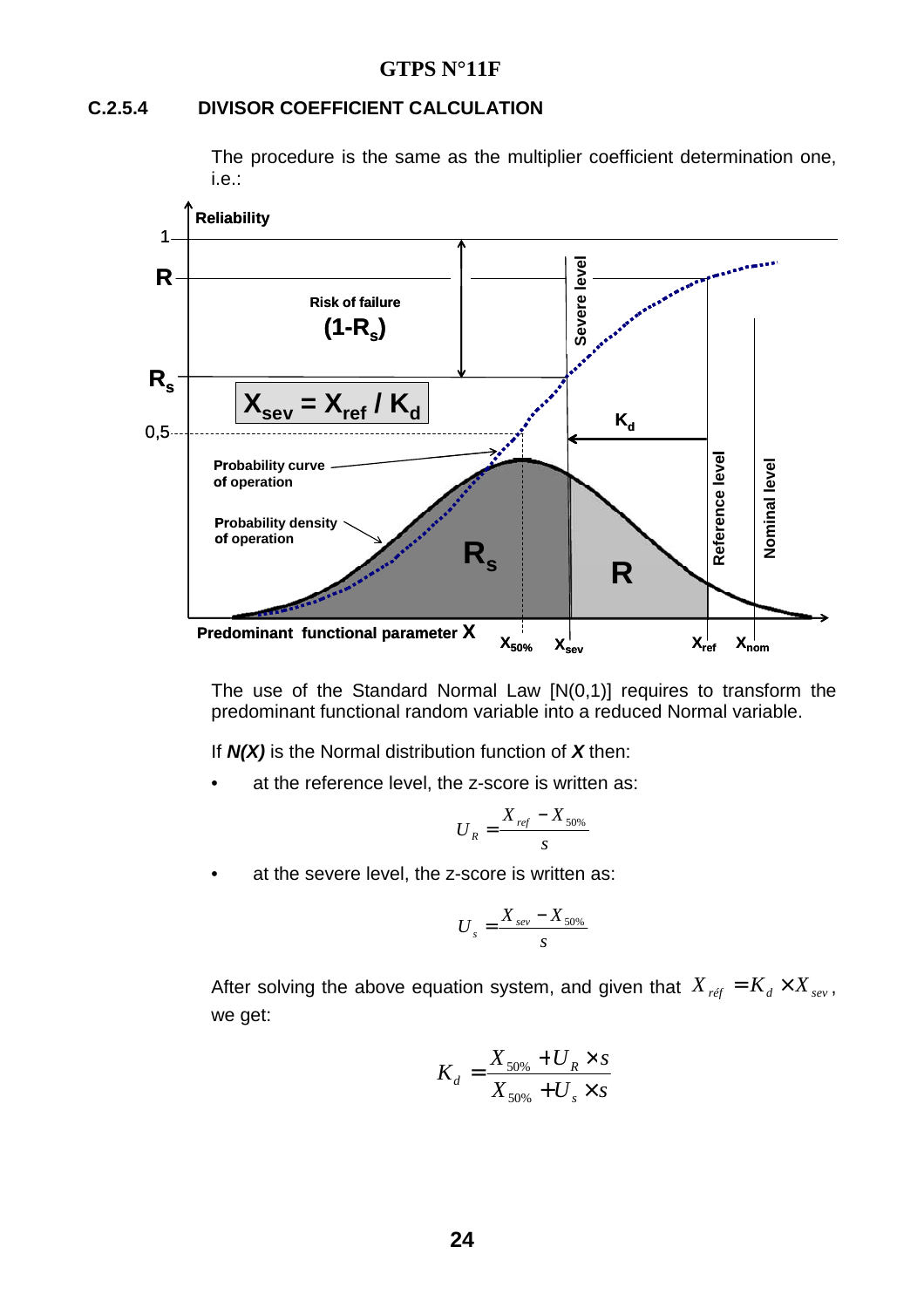### C.2.5.4 DIVISOR COEFFICIENT CALCULATION

The procedure is the same as the multiplier coefficient determination one, i.e.:

The use of the Standard Normal Law [N(0,1)] requires to transform the predominant functional random variable into a reduced Normal variable.

If ***N(X)*** is the Normal distribution function of ***X*** then:

- at the reference level, the z-score is written as:

$$U_R = \frac{X_{ref} - X_{50\%}}{s}$$

- at the severe level, the z-score is written as:

$$U_s = \frac{X_{sev} - X_{50\%}}{s}$$

After solving the above equation system, and given that $X_{réf} = K_d \times X_{sev}$, we get:

$$K_d = \frac{X_{50\%} + U_R \times s}{X_{50\%} + U_s \times s}$$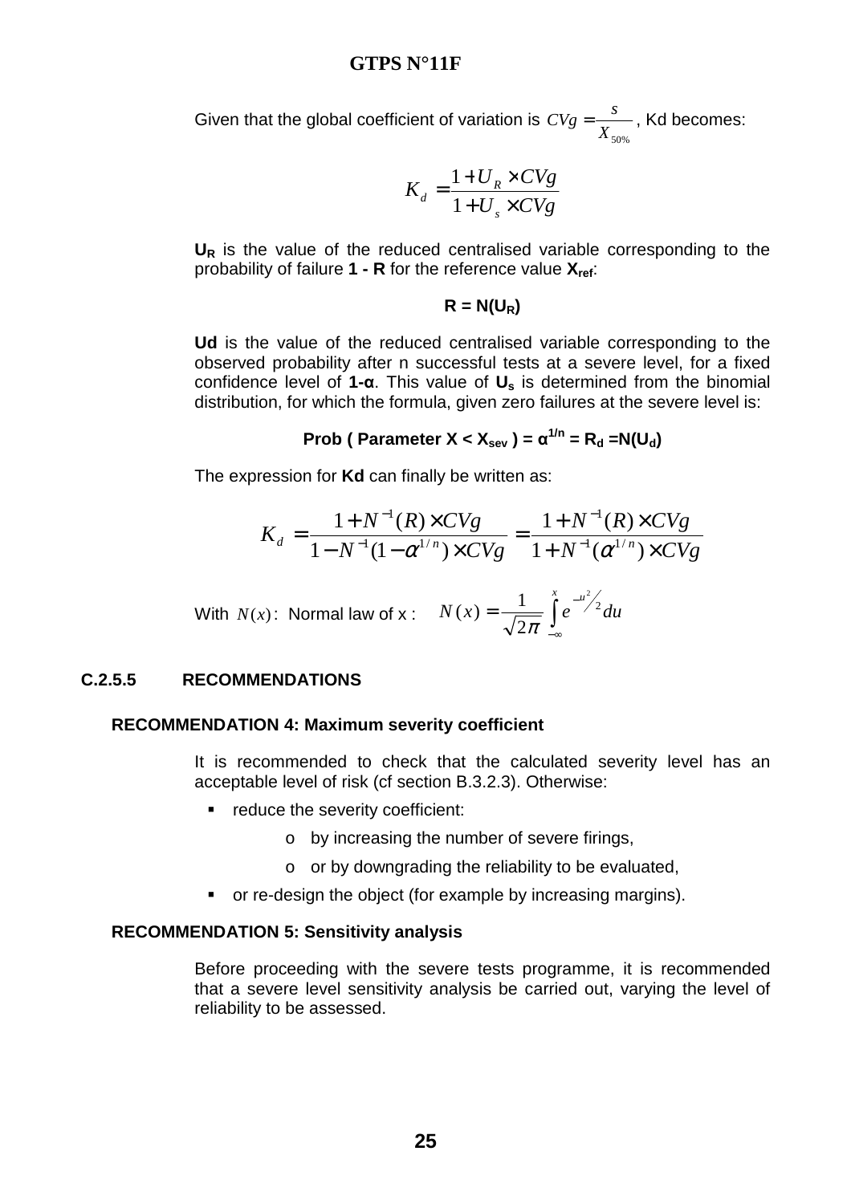Given that the global coefficient of variation is $CVg = \frac{s}{X_{50\%}}$, Kd becomes:

$$K_d = \frac{1 + U_R \times CVg}{1 + U_s \times CVg}$$

**$U_R$** is the value of the reduced centralised variable corresponding to the probability of failure **1 - R** for the reference value **$X_{ref}$**:

$$\mathbf{R = N(U_R)}$$

**Ud** is the value of the reduced centralised variable corresponding to the observed probability after n successful tests at a severe level, for a fixed confidence level of **1-α**. This value of **$U_s$** is determined from the binomial distribution, for which the formula, given zero failures at the severe level is:

$$\textbf{Prob ( Parameter } X < X_{sev} \textbf{ )} = \alpha^{1/n} = R_d = N(U_d)$$

The expression for **Kd** can finally be written as:

$$K_d = \frac{1 + N^{-1}(R) \times CVg}{1 - N^{-1}(1 - \alpha^{1/n}) \times CVg} = \frac{1 + N^{-1}(R) \times CVg}{1 + N^{-1}(\alpha^{1/n}) \times CVg}$$

With $N(x)$: Normal law of x : $N(x) = \frac{1}{\sqrt{2\pi}} \int_{-\infty}^{x} e^{-u^2/2} du$

## C.2.5.5 RECOMMENDATIONS

### RECOMMENDATION 4: Maximum severity coefficient

It is recommended to check that the calculated severity level has an acceptable level of risk (cf section B.3.2.3). Otherwise:

- reduce the severity coefficient:
  - by increasing the number of severe firings,
  - or by downgrading the reliability to be evaluated,
- or re-design the object (for example by increasing margins).

### RECOMMENDATION 5: Sensitivity analysis

Before proceeding with the severe tests programme, it is recommended that a severe level sensitivity analysis be carried out, varying the level of reliability to be assessed.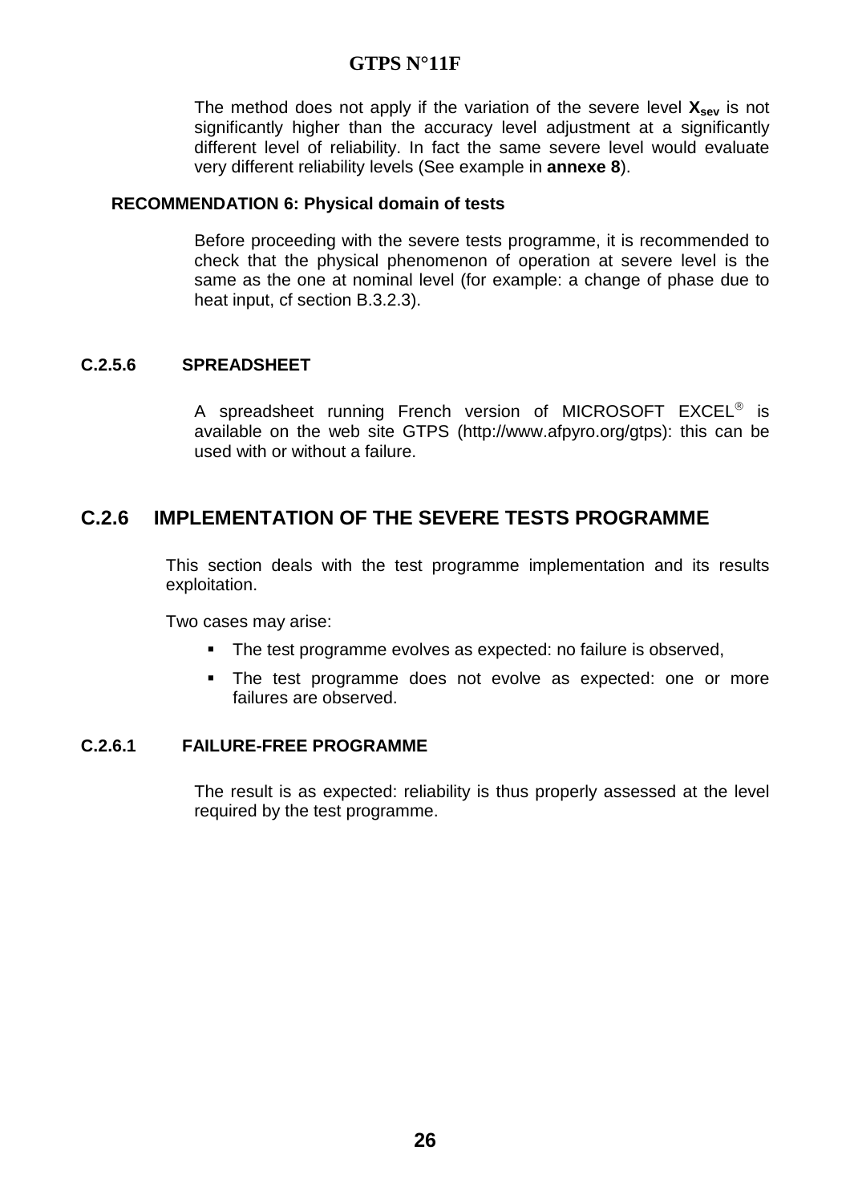The method does not apply if the variation of the severe level $\mathbf{X_{sev}}$ is not significantly higher than the accuracy level adjustment at a significantly different level of reliability. In fact the same severe level would evaluate very different reliability levels (See example in **annexe 8**).

**RECOMMENDATION 6: Physical domain of tests**

Before proceeding with the severe tests programme, it is recommended to check that the physical phenomenon of operation at severe level is the same as the one at nominal level (for example: a change of phase due to heat input, cf section B.3.2.3).

### C.2.5.6 SPREADSHEET

A spreadsheet running French version of MICROSOFT EXCEL® is available on the web site GTPS (http://www.afpyro.org/gtps): this can be used with or without a failure.

## C.2.6 IMPLEMENTATION OF THE SEVERE TESTS PROGRAMME

This section deals with the test programme implementation and its results exploitation.

Two cases may arise:

- The test programme evolves as expected: no failure is observed,
- The test programme does not evolve as expected: one or more failures are observed.

### C.2.6.1 FAILURE-FREE PROGRAMME

The result is as expected: reliability is thus properly assessed at the level required by the test programme.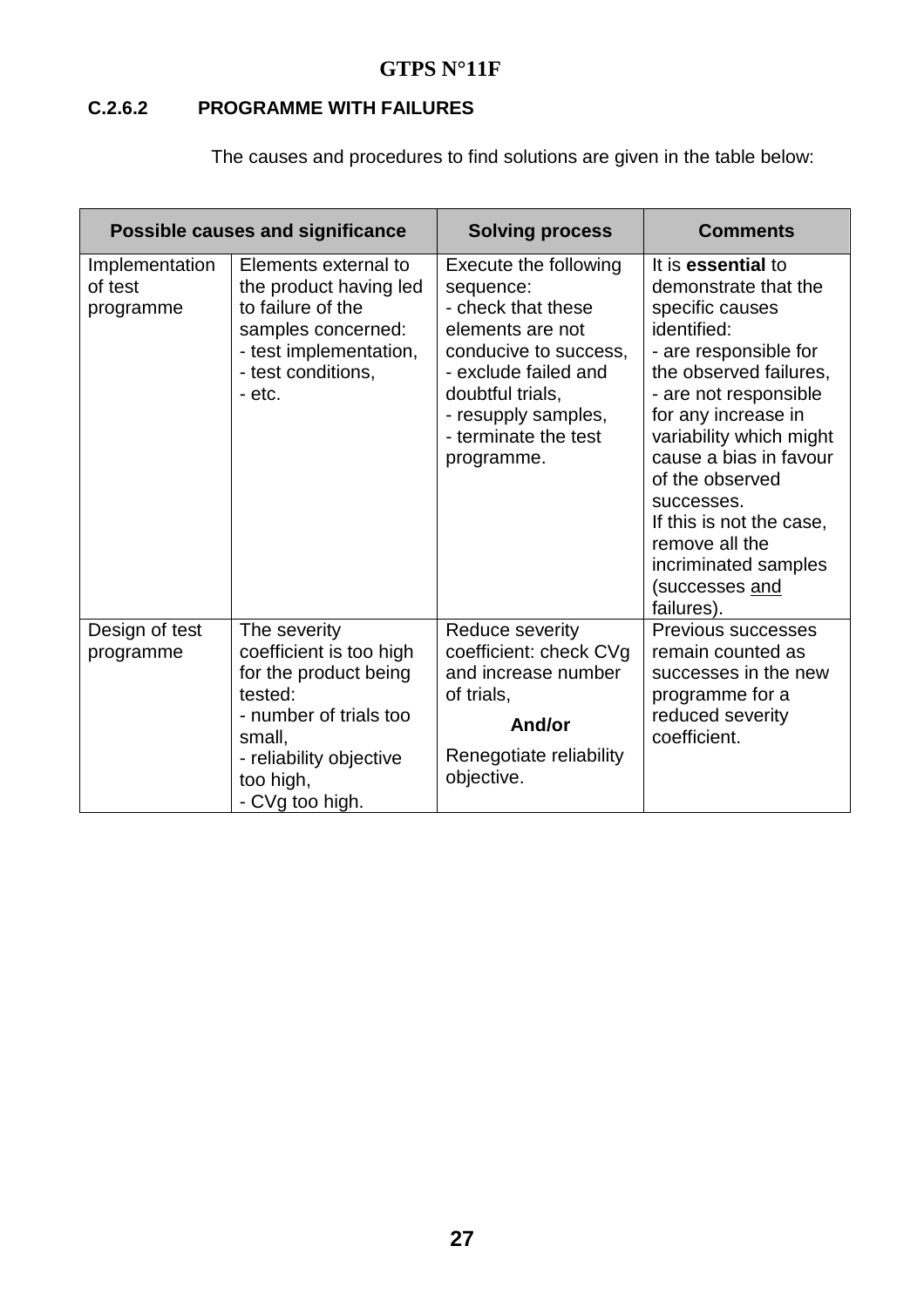#### C.2.6.2 PROGRAMME WITH FAILURES

The causes and procedures to find solutions are given in the table below:

| Possible causes and significance | | Solving process | Comments |
|---|---|---|---|
| Implementation of test programme | Elements external to the product having led to failure of the samples concerned:<br>- test implementation,<br>- test conditions,<br>- etc. | Execute the following sequence:<br>- check that these elements are not conducive to success,<br>- exclude failed and doubtful trials,<br>- resupply samples,<br>- terminate the test programme. | It is **essential** to demonstrate that the specific causes identified:<br>- are responsible for the observed failures,<br>- are not responsible for any increase in variability which might cause a bias in favour of the observed successes.<br>If this is not the case, remove all the incriminated samples (successes and failures). |
| Design of test programme | The severity coefficient is too high for the product being tested:<br>- number of trials too small,<br>- reliability objective too high,<br>- CVg too high. | Reduce severity coefficient: check CVg and increase number of trials,<br>**And/or**<br>Renegotiate reliability objective. | Previous successes remain counted as successes in the new programme for a reduced severity coefficient. |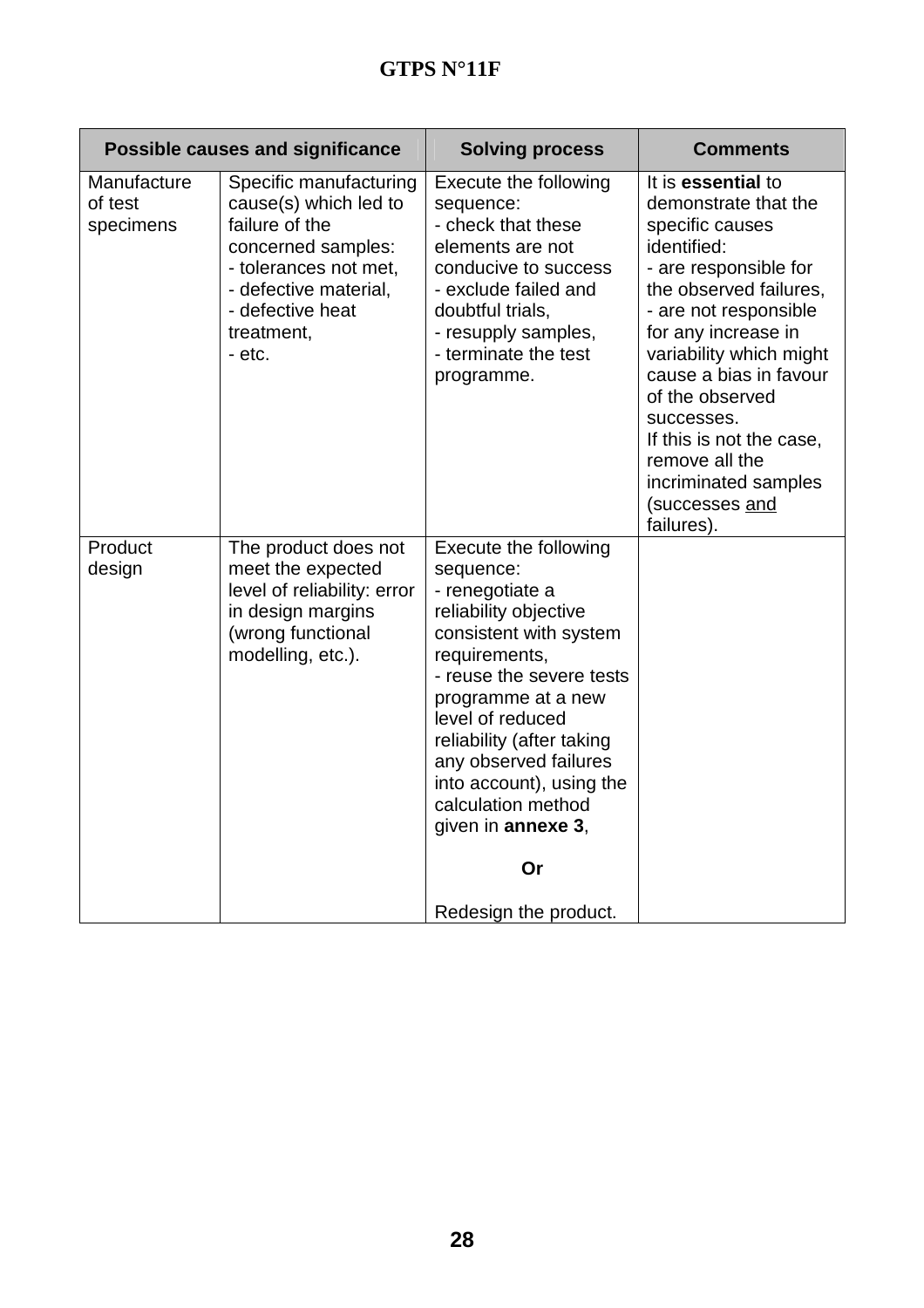| Possible causes and significance | | Solving process | Comments |
|---|---|---|---|
| Manufacture of test specimens | Specific manufacturing cause(s) which led to failure of the concerned samples:<br>- tolerances not met,<br>- defective material,<br>- defective heat treatment,<br>- etc. | Execute the following sequence:<br>- check that these elements are not conducive to success<br>- exclude failed and doubtful trials,<br>- resupply samples,<br>- terminate the test programme. | It is **essential** to demonstrate that the specific causes identified:<br>- are responsible for the observed failures,<br>- are not responsible for any increase in variability which might cause a bias in favour of the observed successes.<br>If this is not the case, remove all the incriminated samples (successes <u>and</u> failures). |
| Product design | The product does not meet the expected level of reliability: error in design margins (wrong functional modelling, etc.). | Execute the following sequence:<br>- renegotiate a reliability objective consistent with system requirements,<br>- reuse the severe tests programme at a new level of reduced reliability (after taking any observed failures into account), using the calculation method given in **annexe 3**,<br><br>**Or**<br><br>Redesign the product. | |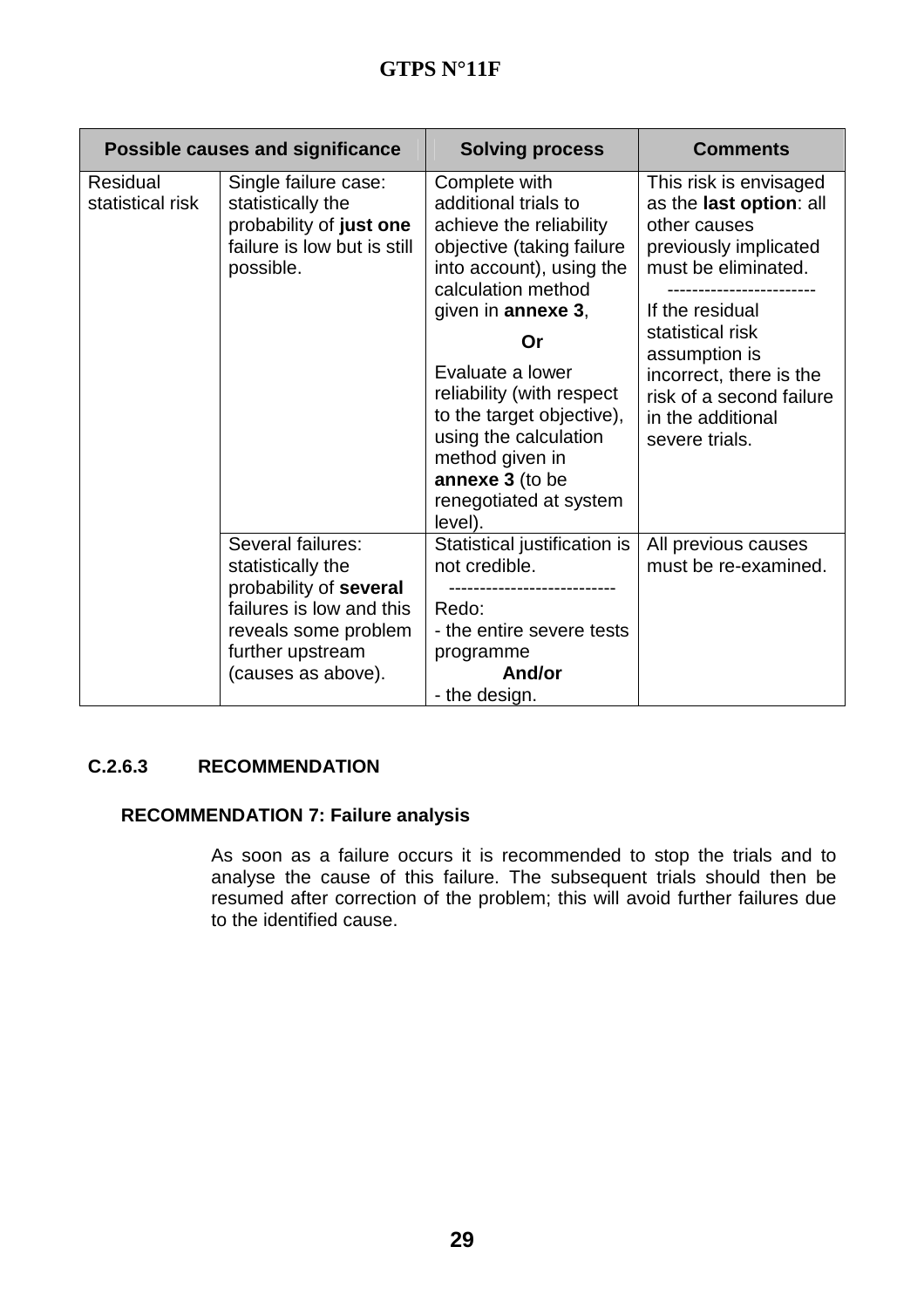| Possible causes and significance | | Solving process | Comments |
|---|---|---|---|
| Residual statistical risk | Single failure case: statistically the probability of **just one** failure is low but is still possible. | Complete with additional trials to achieve the reliability objective (taking failure into account), using the calculation method given in **annexe 3**,<br>**Or**<br>Evaluate a lower reliability (with respect to the target objective), using the calculation method given in **annexe 3** (to be renegotiated at system level). | This risk is envisaged as the **last option**: all other causes previously implicated must be eliminated.<br>------------------------<br>If the residual statistical risk assumption is incorrect, there is the risk of a second failure in the additional severe trials. |
| | Several failures: statistically the probability of **several** failures is low and this reveals some problem further upstream (causes as above). | Statistical justification is not credible.<br>--------------------------<br>Redo:<br>- the entire severe tests programme<br>**And/or**<br>- the design. | All previous causes must be re-examined. |

#### C.2.6.3 RECOMMENDATION

**RECOMMENDATION 7: Failure analysis**

As soon as a failure occurs it is recommended to stop the trials and to analyse the cause of this failure. The subsequent trials should then be resumed after correction of the problem; this will avoid further failures due to the identified cause.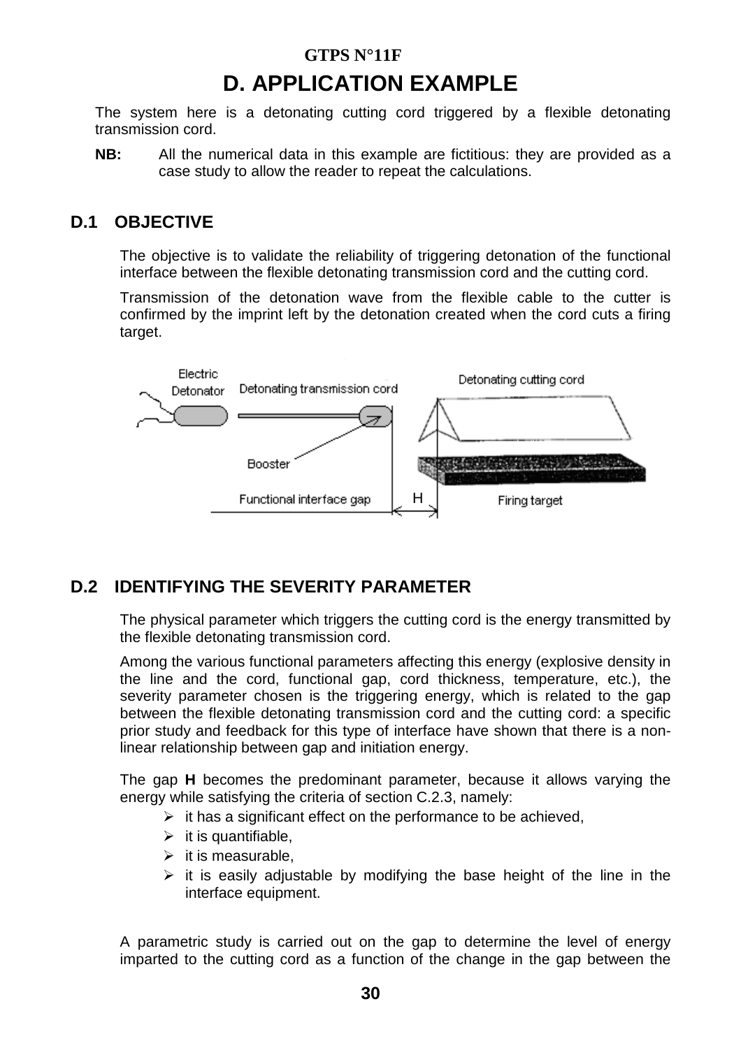# D. APPLICATION EXAMPLE

The system here is a detonating cutting cord triggered by a flexible detonating transmission cord.

**NB:** All the numerical data in this example are fictitious: they are provided as a case study to allow the reader to repeat the calculations.

## D.1 OBJECTIVE

The objective is to validate the reliability of triggering detonation of the functional interface between the flexible detonating transmission cord and the cutting cord.

Transmission of the detonation wave from the flexible cable to the cutter is confirmed by the imprint left by the detonation created when the cord cuts a firing target.

## D.2 IDENTIFYING THE SEVERITY PARAMETER

The physical parameter which triggers the cutting cord is the energy transmitted by the flexible detonating transmission cord.

Among the various functional parameters affecting this energy (explosive density in the line and the cord, functional gap, cord thickness, temperature, etc.), the severity parameter chosen is the triggering energy, which is related to the gap between the flexible detonating transmission cord and the cutting cord: a specific prior study and feedback for this type of interface have shown that there is a non-linear relationship between gap and initiation energy.

The gap **H** becomes the predominant parameter, because it allows varying the energy while satisfying the criteria of section C.2.3, namely:

- it has a significant effect on the performance to be achieved,
- it is quantifiable,
- it is measurable,
- it is easily adjustable by modifying the base height of the line in the interface equipment.

A parametric study is carried out on the gap to determine the level of energy imparted to the cutting cord as a function of the change in the gap between the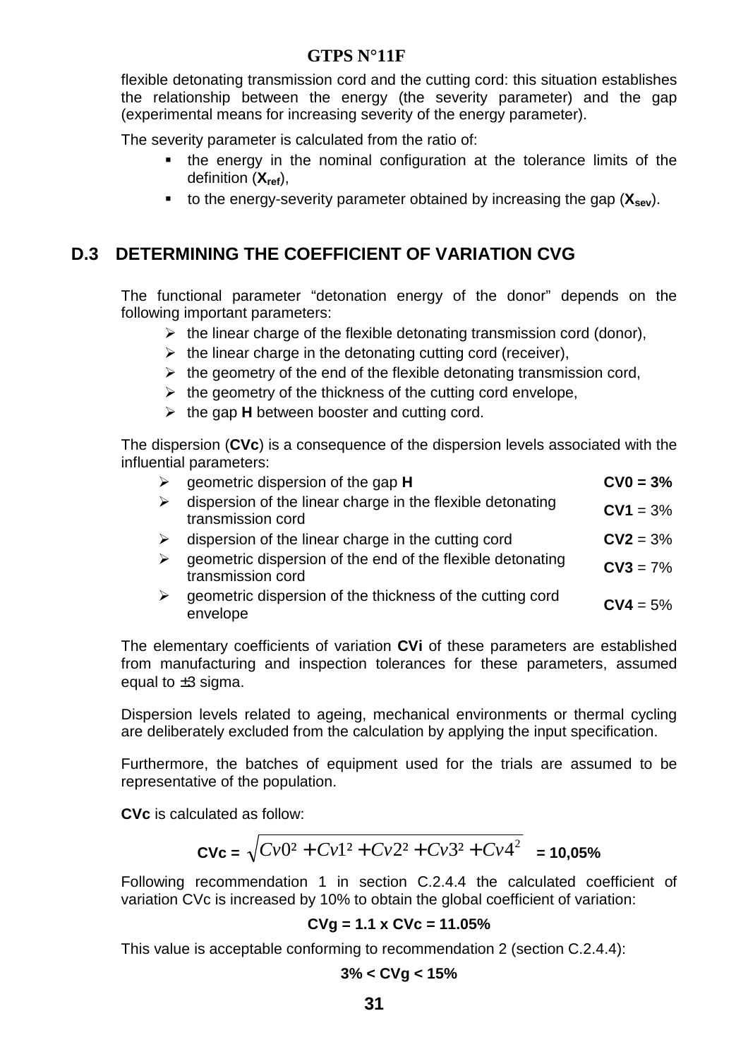flexible detonating transmission cord and the cutting cord: this situation establishes the relationship between the energy (the severity parameter) and the gap (experimental means for increasing severity of the energy parameter).

The severity parameter is calculated from the ratio of:

- the energy in the nominal configuration at the tolerance limits of the definition ($X_{ref}$),
- to the energy-severity parameter obtained by increasing the gap ($X_{sev}$).

## D.3 DETERMINING THE COEFFICIENT OF VARIATION CVG

The functional parameter "detonation energy of the donor" depends on the following important parameters:

- the linear charge of the flexible detonating transmission cord (donor),
- the linear charge in the detonating cutting cord (receiver),
- the geometry of the end of the flexible detonating transmission cord,
- the geometry of the thickness of the cutting cord envelope,
- the gap **H** between booster and cutting cord.

The dispersion (**CVc**) is a consequence of the dispersion levels associated with the influential parameters:

- geometric dispersion of the gap **H** — **CV0 = 3%**
- dispersion of the linear charge in the flexible detonating transmission cord — **CV1** = 3%
- dispersion of the linear charge in the cutting cord — **CV2** = 3%
- geometric dispersion of the end of the flexible detonating transmission cord — **CV3** = 7%
- geometric dispersion of the thickness of the cutting cord envelope — **CV4** = 5%

The elementary coefficients of variation **CVi** of these parameters are established from manufacturing and inspection tolerances for these parameters, assumed equal to ±3 sigma.

Dispersion levels related to ageing, mechanical environments or thermal cycling are deliberately excluded from the calculation by applying the input specification.

Furthermore, the batches of equipment used for the trials are assumed to be representative of the population.

**CVc** is calculated as follow:

$$\textbf{CVc} = \sqrt{Cv0^2 + Cv1^2 + Cv2^2 + Cv3^2 + Cv4^2} = \textbf{10,05\%}$$

Following recommendation 1 in section C.2.4.4 the calculated coefficient of variation CVc is increased by 10% to obtain the global coefficient of variation:

**CVg = 1.1 x CVc = 11.05%**

This value is acceptable conforming to recommendation 2 (section C.2.4.4):

**3% < CVg < 15%**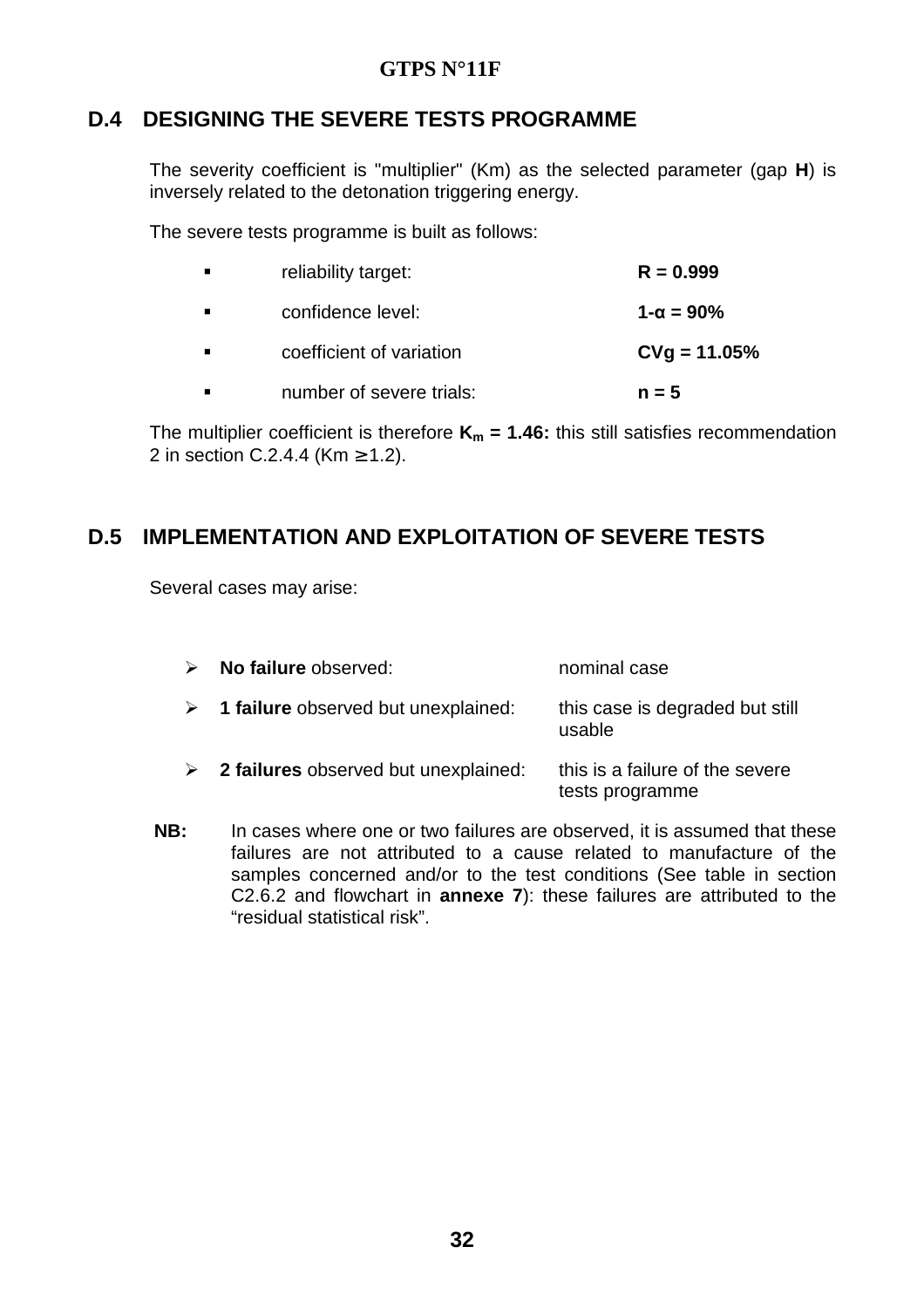## D.4 DESIGNING THE SEVERE TESTS PROGRAMME

The severity coefficient is "multiplier" (Km) as the selected parameter (gap **H**) is inversely related to the detonation triggering energy.

The severe tests programme is built as follows:

- reliability target: **R = 0.999**
- confidence level: **1-α = 90%**
- coefficient of variation **CVg = 11.05%**
- number of severe trials: **n = 5**

The multiplier coefficient is therefore **$K_m$ = 1.46:** this still satisfies recommendation 2 in section C.2.4.4 (Km ≥ 1.2).

## D.5 IMPLEMENTATION AND EXPLOITATION OF SEVERE TESTS

Several cases may arise:

- **No failure** observed: nominal case
- **1 failure** observed but unexplained: this case is degraded but still usable
- **2 failures** observed but unexplained: this is a failure of the severe tests programme

**NB:** In cases where one or two failures are observed, it is assumed that these failures are not attributed to a cause related to manufacture of the samples concerned and/or to the test conditions (See table in section C2.6.2 and flowchart in **annexe 7**): these failures are attributed to the "residual statistical risk".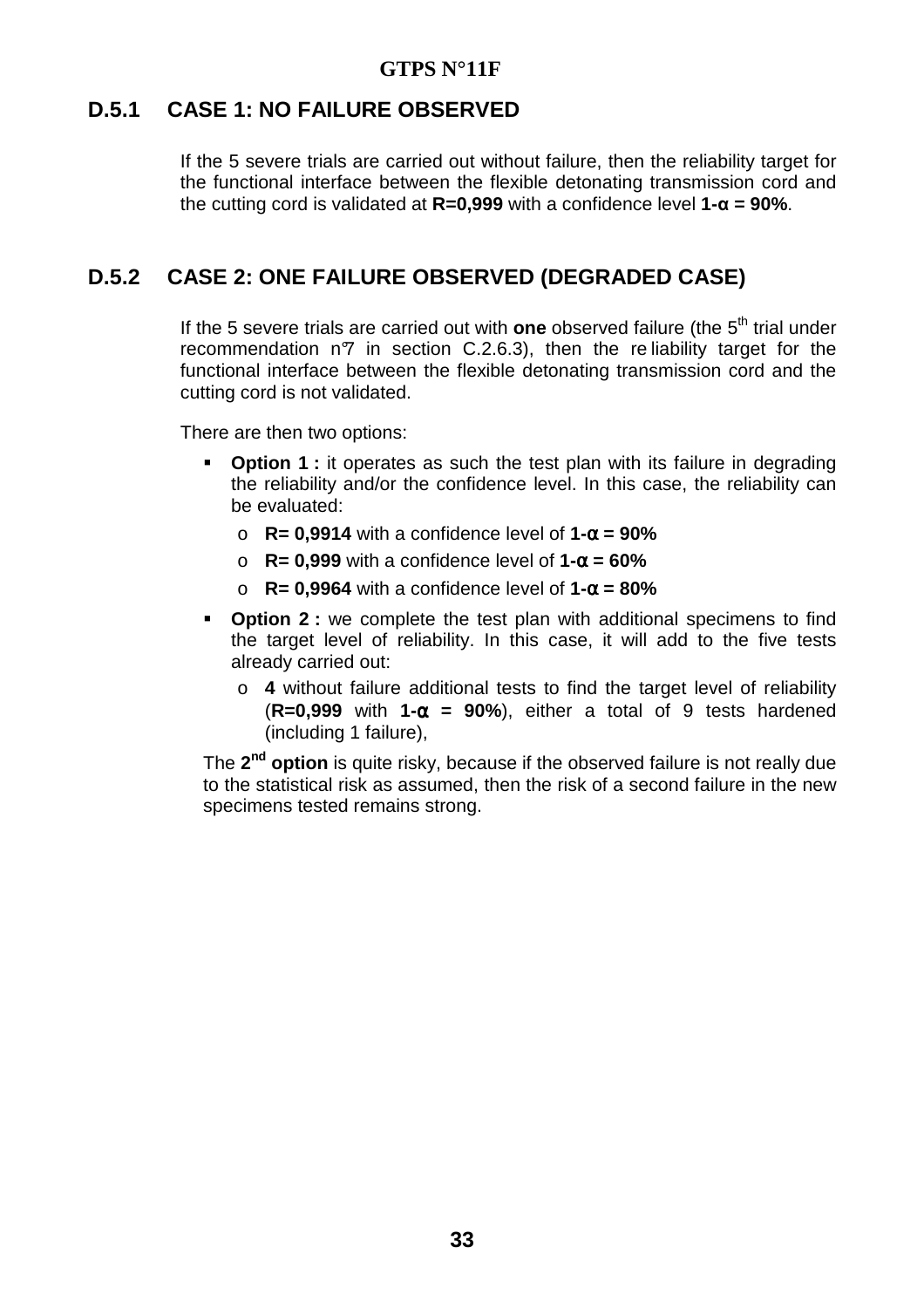### D.5.1 CASE 1: NO FAILURE OBSERVED

If the 5 severe trials are carried out without failure, then the reliability target for the functional interface between the flexible detonating transmission cord and the cutting cord is validated at **R=0,999** with a confidence level **1-α = 90%**.

### D.5.2 CASE 2: ONE FAILURE OBSERVED (DEGRADED CASE)

If the 5 severe trials are carried out with **one** observed failure (the 5th trial under recommendation n°7 in section C.2.6.3), then the reliability target for the functional interface between the flexible detonating transmission cord and the cutting cord is not validated.

There are then two options:

- **Option 1 :** it operates as such the test plan with its failure in degrading the reliability and/or the confidence level. In this case, the reliability can be evaluated:
    - **R= 0,9914** with a confidence level of **1-α = 90%**
    - **R= 0,999** with a confidence level of **1-α = 60%**
    - **R= 0,9964** with a confidence level of **1-α = 80%**
- **Option 2 :** we complete the test plan with additional specimens to find the target level of reliability. In this case, it will add to the five tests already carried out:
    - **4** without failure additional tests to find the target level of reliability (**R=0,999** with **1-α = 90%**), either a total of 9 tests hardened (including 1 failure),

The **2nd option** is quite risky, because if the observed failure is not really due to the statistical risk as assumed, then the risk of a second failure in the new specimens tested remains strong.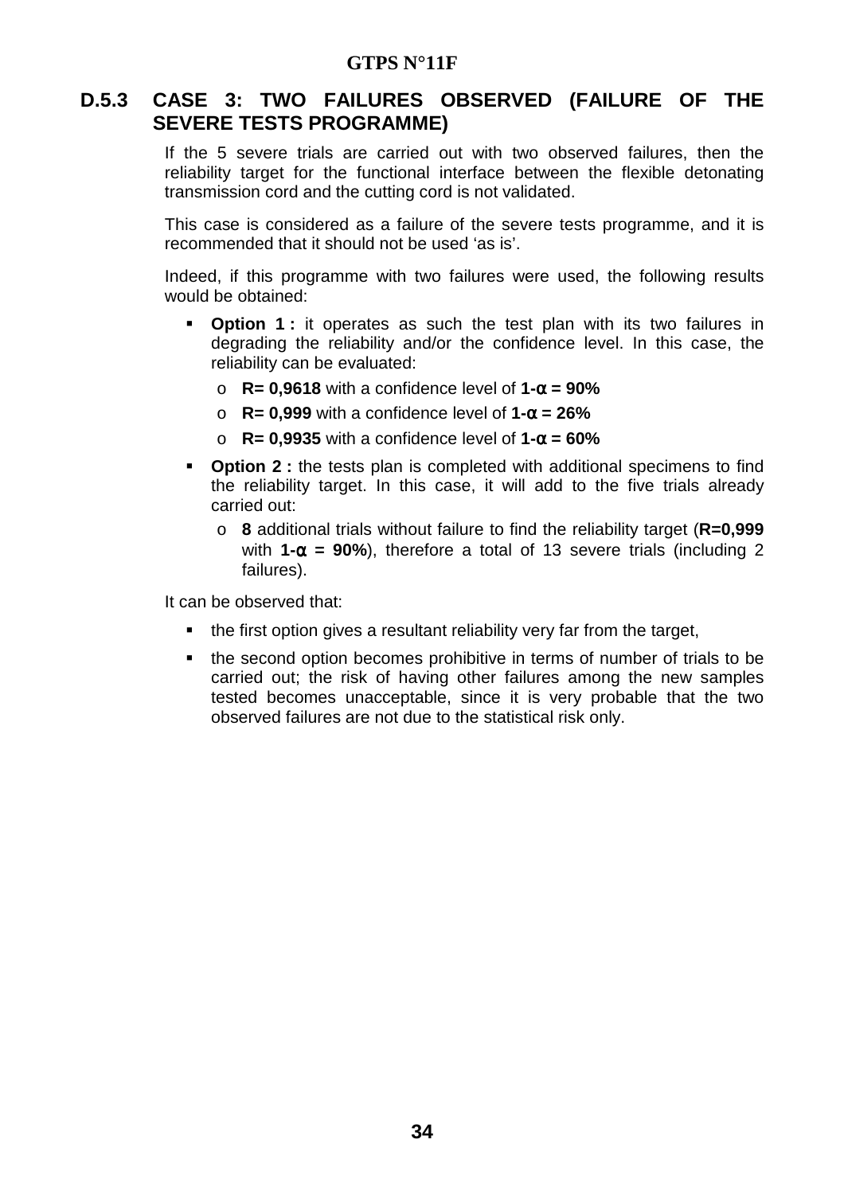### D.5.3 CASE 3: TWO FAILURES OBSERVED (FAILURE OF THE SEVERE TESTS PROGRAMME)

If the 5 severe trials are carried out with two observed failures, then the reliability target for the functional interface between the flexible detonating transmission cord and the cutting cord is not validated.

This case is considered as a failure of the severe tests programme, and it is recommended that it should not be used ‘as is’.

Indeed, if this programme with two failures were used, the following results would be obtained:

- **Option 1 :** it operates as such the test plan with its two failures in degrading the reliability and/or the confidence level. In this case, the reliability can be evaluated:
  - **R= 0,9618** with a confidence level of **1-$\alpha$ = 90%**
  - **R= 0,999** with a confidence level of **1-$\alpha$ = 26%**
  - **R= 0,9935** with a confidence level of **1-$\alpha$ = 60%**
- **Option 2 :** the tests plan is completed with additional specimens to find the reliability target. In this case, it will add to the five trials already carried out:
  - **8** additional trials without failure to find the reliability target (**R=0,999** with **1-$\alpha$ = 90%**), therefore a total of 13 severe trials (including 2 failures).

It can be observed that:

- the first option gives a resultant reliability very far from the target,
- the second option becomes prohibitive in terms of number of trials to be carried out; the risk of having other failures among the new samples tested becomes unacceptable, since it is very probable that the two observed failures are not due to the statistical risk only.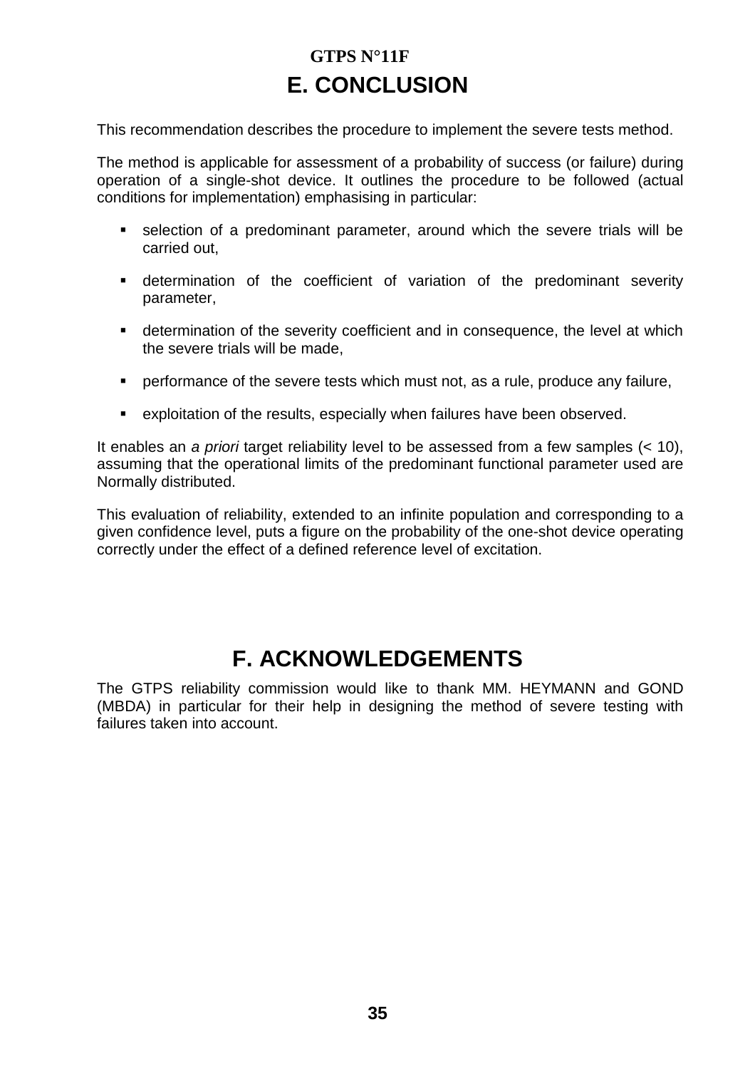# E. CONCLUSION

This recommendation describes the procedure to implement the severe tests method.

The method is applicable for assessment of a probability of success (or failure) during operation of a single-shot device. It outlines the procedure to be followed (actual conditions for implementation) emphasising in particular:

- selection of a predominant parameter, around which the severe trials will be carried out,
- determination of the coefficient of variation of the predominant severity parameter,
- determination of the severity coefficient and in consequence, the level at which the severe trials will be made,
- performance of the severe tests which must not, as a rule, produce any failure,
- exploitation of the results, especially when failures have been observed.

It enables an *a priori* target reliability level to be assessed from a few samples (< 10), assuming that the operational limits of the predominant functional parameter used are Normally distributed.

This evaluation of reliability, extended to an infinite population and corresponding to a given confidence level, puts a figure on the probability of the one-shot device operating correctly under the effect of a defined reference level of excitation.

# F. ACKNOWLEDGEMENTS

The GTPS reliability commission would like to thank MM. HEYMANN and GOND (MBDA) in particular for their help in designing the method of severe testing with failures taken into account.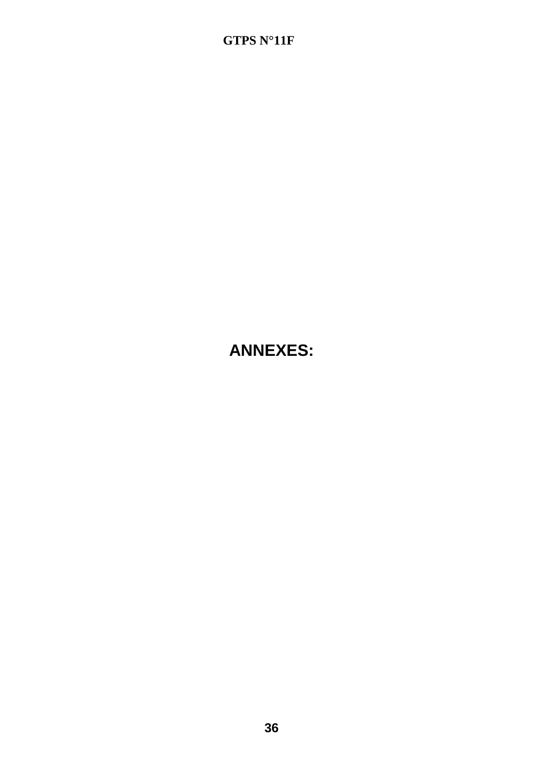# ANNEXES: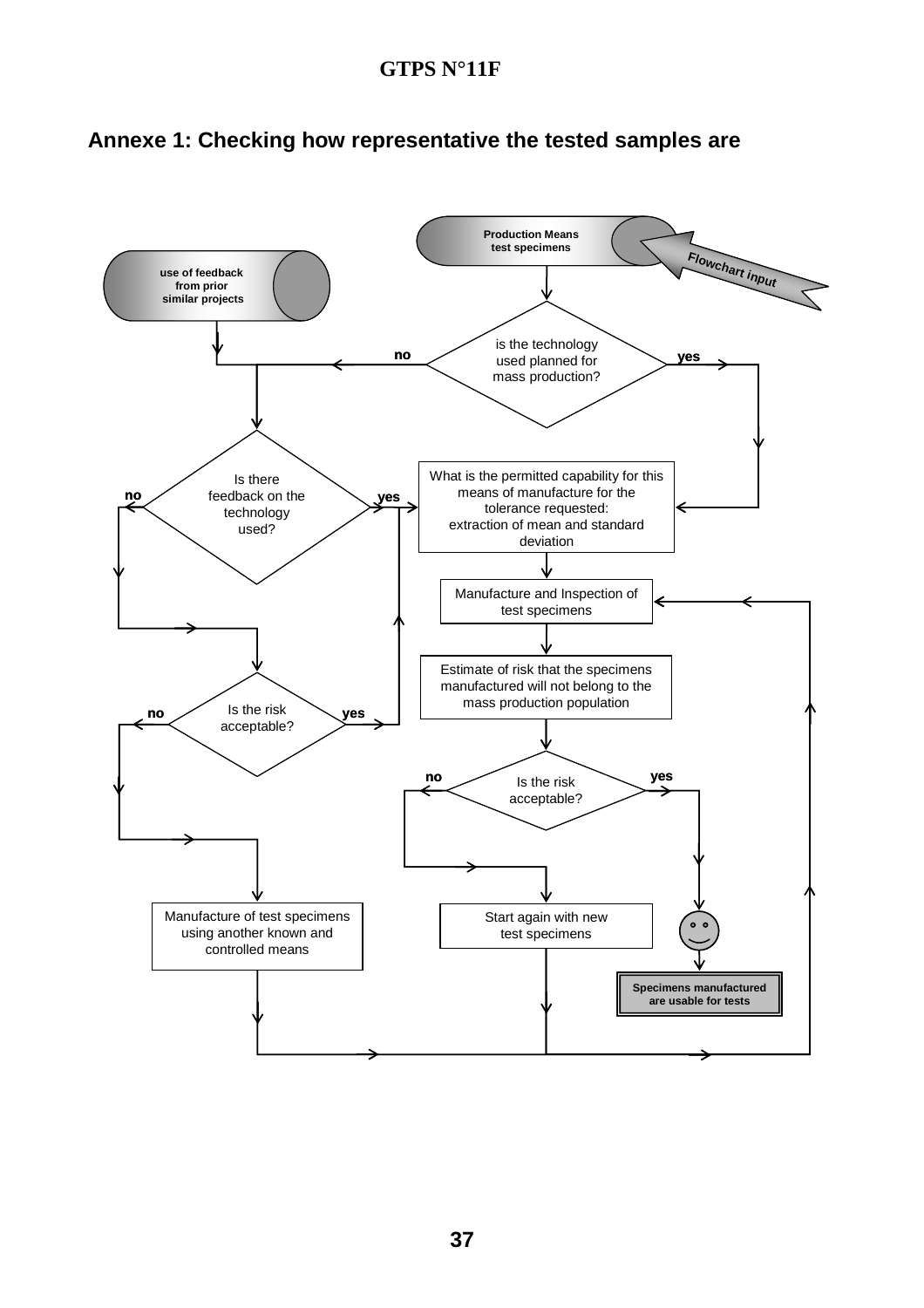## Annexe 1: Checking how representative the tested samples are

Production Means test specimens

Flowchart input

use of feedback from prior similar projects

is the technology used planned for mass production?

no

yes

Is there feedback on the technology used?

no

yes

What is the permitted capability for this means of manufacture for the tolerance requested: extraction of mean and standard deviation

Manufacture and Inspection of test specimens

Estimate of risk that the specimens manufactured will not belong to the mass production population

Is the risk acceptable?

no

yes

Is the risk acceptable?

no

yes

Manufacture of test specimens using another known and controlled means

Start again with new test specimens

Specimens manufactured are usable for tests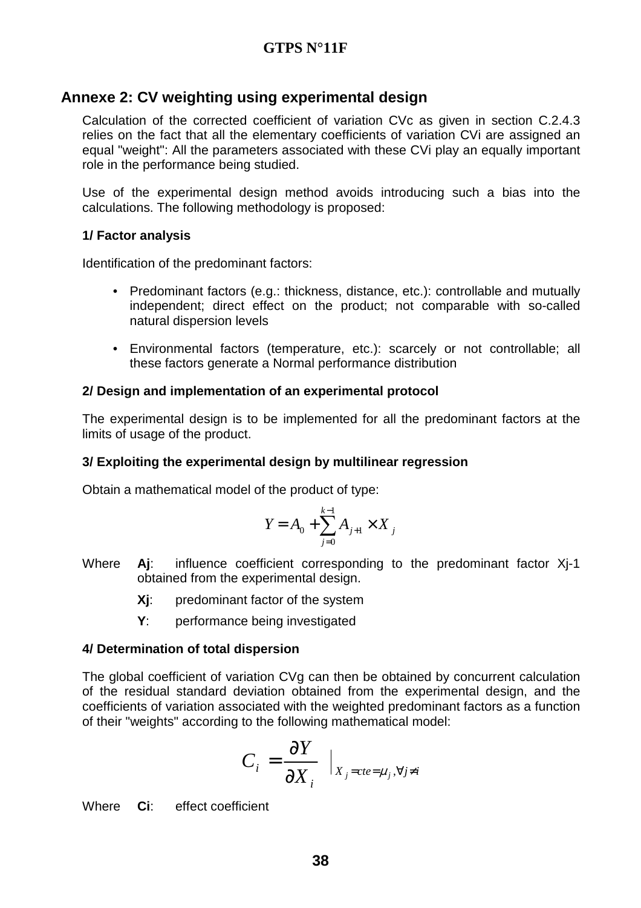## Annexe 2: CV weighting using experimental design

Calculation of the corrected coefficient of variation CVc as given in section C.2.4.3 relies on the fact that all the elementary coefficients of variation CVi are assigned an equal "weight": All the parameters associated with these CVi play an equally important role in the performance being studied.

Use of the experimental design method avoids introducing such a bias into the calculations. The following methodology is proposed:

**1/ Factor analysis**

Identification of the predominant factors:

- Predominant factors (e.g.: thickness, distance, etc.): controllable and mutually independent; direct effect on the product; not comparable with so-called natural dispersion levels
- Environmental factors (temperature, etc.): scarcely or not controllable; all these factors generate a Normal performance distribution

**2/ Design and implementation of an experimental protocol**

The experimental design is to be implemented for all the predominant factors at the limits of usage of the product.

**3/ Exploiting the experimental design by multilinear regression**

Obtain a mathematical model of the product of type:

$$Y = A_0 + \sum_{j=0}^{k-1} A_{j+1} \times X_j$$

Where **Aj**: influence coefficient corresponding to the predominant factor Xj-1 obtained from the experimental design.

**Xj**: predominant factor of the system

**Y**: performance being investigated

**4/ Determination of total dispersion**

The global coefficient of variation CVg can then be obtained by concurrent calculation of the residual standard deviation obtained from the experimental design, and the coefficients of variation associated with the weighted predominant factors as a function of their "weights" according to the following mathematical model:

$$C_i = \frac{\partial Y}{\partial X_i} \Big|_{X_j = cte = \mu_j, \forall j \neq i}$$

Where **Ci**: effect coefficient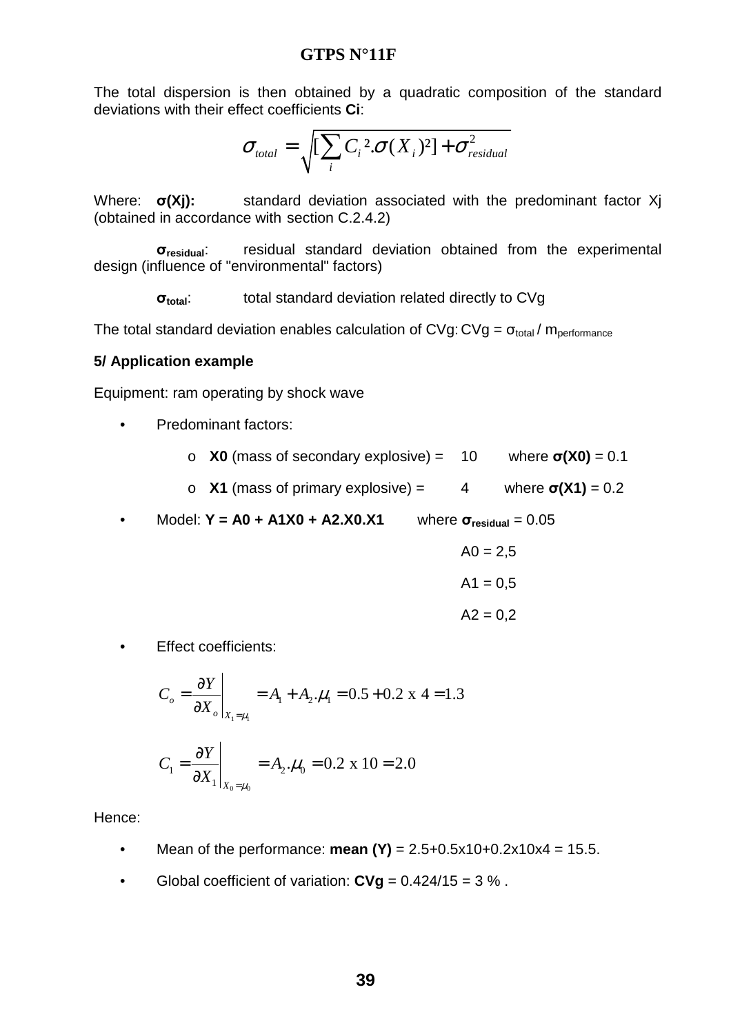The total dispersion is then obtained by a quadratic composition of the standard deviations with their effect coefficients **Ci**:

$$\sigma_{total} = \sqrt{[\sum_i C_i^2.\sigma(X_i)^2] + \sigma_{residual}^2}$$

Where: **σ(Xj):** standard deviation associated with the predominant factor Xj (obtained in accordance with section C.2.4.2)

$\boldsymbol{\sigma_{residual}}$: residual standard deviation obtained from the experimental design (influence of "environmental" factors)

$\boldsymbol{\sigma_{total}}$: total standard deviation related directly to CVg

The total standard deviation enables calculation of CVg: CVg = $\sigma_{total}$ / $m_{performance}$

**5/ Application example**

Equipment: ram operating by shock wave

- Predominant factors:
  - **X0** (mass of secondary explosive) = 10 where **σ(X0)** = 0.1
  - **X1** (mass of primary explosive) = 4 where **σ(X1)** = 0.2
- Model: **Y = A0 + A1X0 + A2.X0.X1** where $\boldsymbol{\sigma_{residual}}$ = 0.05

  A0 = 2,5

  A1 = 0,5

  A2 = 0,2

- Effect coefficients:

$$C_o = \left.\frac{\partial Y}{\partial X_o}\right|_{X_1=\mu_1} = A_1 + A_2.\mu_1 = 0.5 + 0.2 \text{ x } 4 = 1.3$$

$$C_1 = \left.\frac{\partial Y}{\partial X_1}\right|_{X_0=\mu_0} = A_2.\mu_0 = 0.2 \text{ x } 10 = 2.0$$

Hence:

- Mean of the performance: **mean (Y)** = 2.5+0.5x10+0.2x10x4 = 15.5.
- Global coefficient of variation: **CVg** = 0.424/15 = 3 % .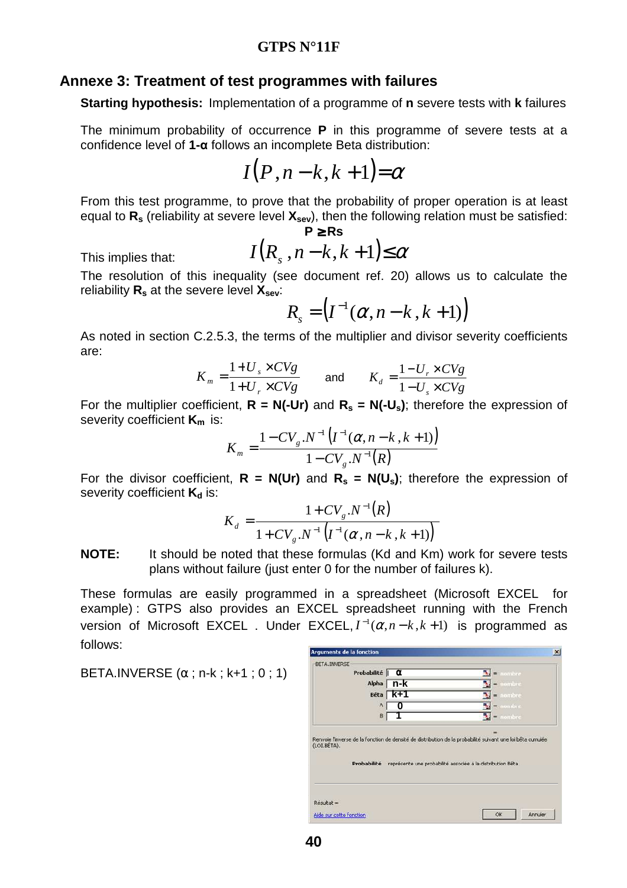## Annexe 3: Treatment of test programmes with failures

**Starting hypothesis:** Implementation of a programme of **n** severe tests with **k** failures

The minimum probability of occurrence **P** in this programme of severe tests at a confidence level of **1-α** follows an incomplete Beta distribution:

$$I(P, n-k, k+1) = \alpha$$

From this test programme, to prove that the probability of proper operation is at least equal to $\mathbf{R_s}$ (reliability at severe level $\mathbf{X_{sev}}$), then the following relation must be satisfied:

**P ≥ Rs**

This implies that:

$$I(R_s, n-k, k+1) \leq \alpha$$

The resolution of this inequality (see document ref. 20) allows us to calculate the reliability $\mathbf{R_s}$ at the severe level $\mathbf{X_{sev}}$:

$$R_s = \left(I^{-1}(\alpha, n-k, k+1)\right)$$

As noted in section C.2.5.3, the terms of the multiplier and divisor severity coefficients are:

$$K_m = \frac{1 + U_s \times CVg}{1 + U_r \times CVg} \quad \text{and} \quad K_d = \frac{1 - U_r \times CVg}{1 - U_s \times CVg}$$

For the multiplier coefficient, **R = N(-Ur)** and $\mathbf{R_s = N(-U_s)}$; therefore the expression of severity coefficient $\mathbf{K_m}$ is:

$$K_m = \frac{1 - CV_g.N^{-1}\left(I^{-1}(\alpha, n-k, k+1)\right)}{1 - CV_g.N^{-1}(R)}$$

For the divisor coefficient, **R = N(Ur)** and $\mathbf{R_s = N(U_s)}$; therefore the expression of severity coefficient $\mathbf{K_d}$ is:

$$K_d = \frac{1 + CV_g.N^{-1}(R)}{1 + CV_g.N^{-1}\left(I^{-1}(\alpha, n-k, k+1)\right)}$$

**NOTE:** It should be noted that these formulas (Kd and Km) work for severe tests plans without failure (just enter 0 for the number of failures k).

These formulas are easily programmed in a spreadsheet (Microsoft EXCEL for example) : GTPS also provides an EXCEL spreadsheet running with the French version of Microsoft EXCEL . Under EXCEL, $I^{-1}(\alpha, n-k, k+1)$ is programmed as follows:

BETA.INVERSE (α ; n-k ; k+1 ; 0 ; 1)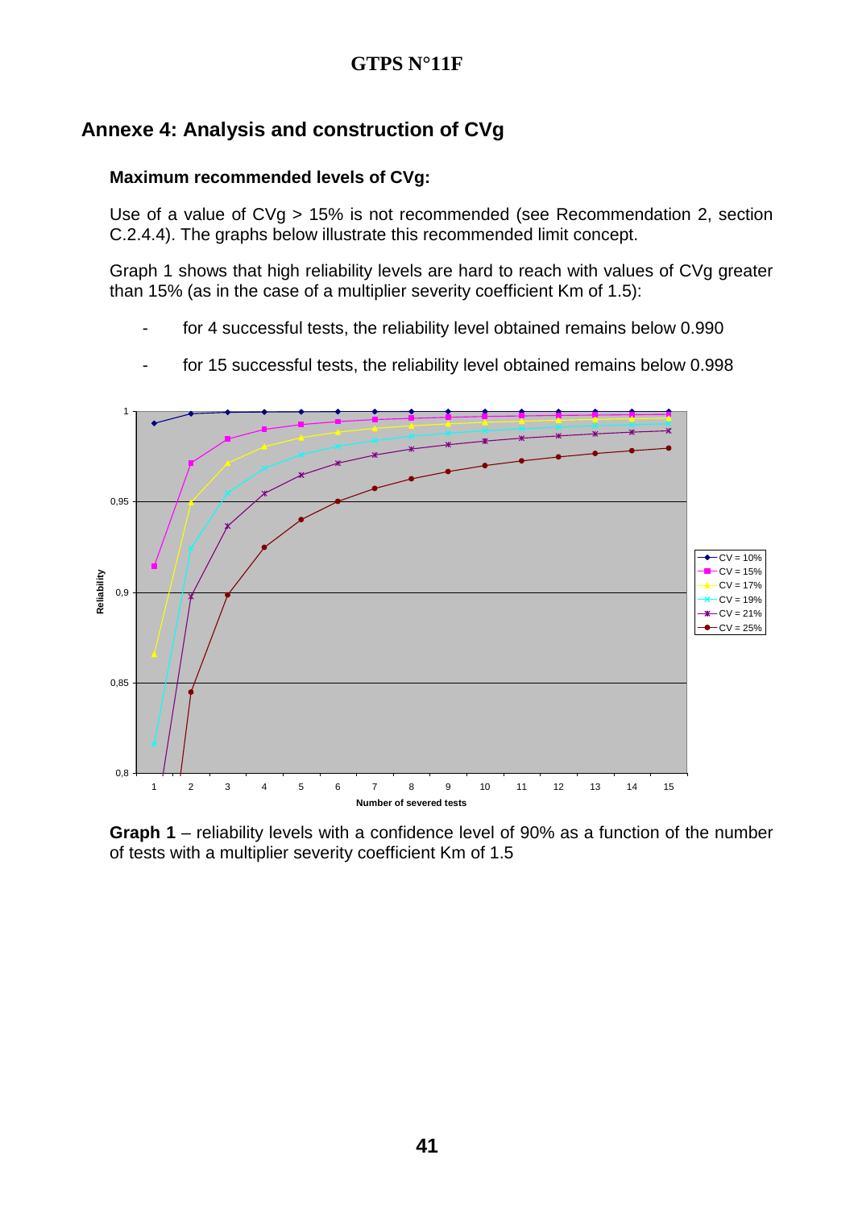## Annexe 4: Analysis and construction of CVg

### Maximum recommended levels of CVg:

Use of a value of CVg > 15% is not recommended (see Recommendation 2, section C.2.4.4). The graphs below illustrate this recommended limit concept.

Graph 1 shows that high reliability levels are hard to reach with values of CVg greater than 15% (as in the case of a multiplier severity coefficient Km of 1.5):

- for 4 successful tests, the reliability level obtained remains below 0.990
- for 15 successful tests, the reliability level obtained remains below 0.998

**Graph 1** – reliability levels with a confidence level of 90% as a function of the number of tests with a multiplier severity coefficient Km of 1.5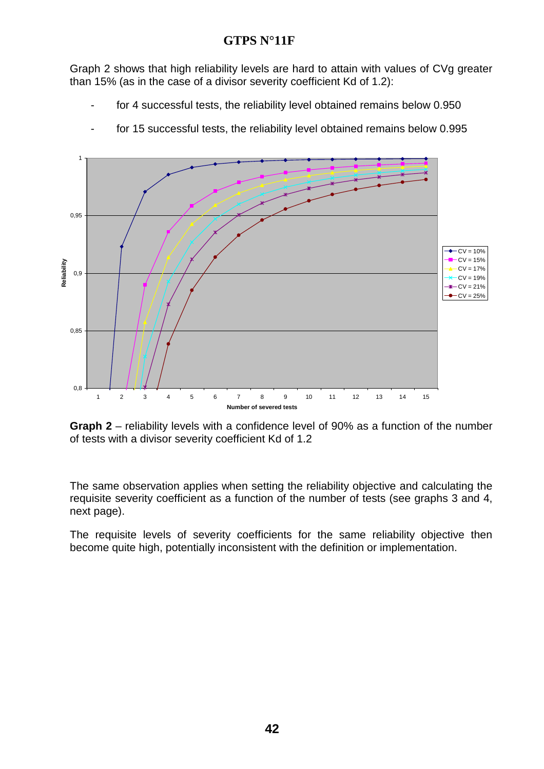Graph 2 shows that high reliability levels are hard to attain with values of CVg greater than 15% (as in the case of a divisor severity coefficient Kd of 1.2):

- for 4 successful tests, the reliability level obtained remains below 0.950
- for 15 successful tests, the reliability level obtained remains below 0.995

**Graph 2** – reliability levels with a confidence level of 90% as a function of the number of tests with a divisor severity coefficient Kd of 1.2

The same observation applies when setting the reliability objective and calculating the requisite severity coefficient as a function of the number of tests (see graphs 3 and 4, next page).

The requisite levels of severity coefficients for the same reliability objective then become quite high, potentially inconsistent with the definition or implementation.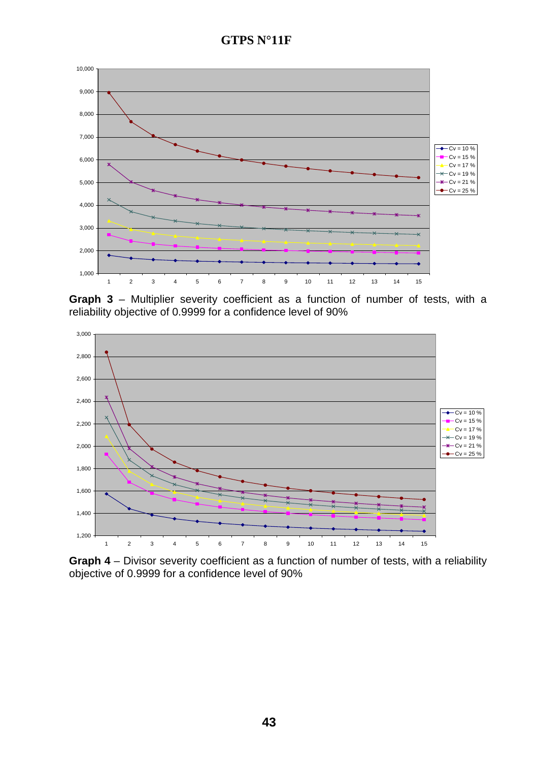**Graph 3** – Multiplier severity coefficient as a function of number of tests, with a reliability objective of 0.9999 for a confidence level of 90%

**Graph 4** – Divisor severity coefficient as a function of number of tests, with a reliability objective of 0.9999 for a confidence level of 90%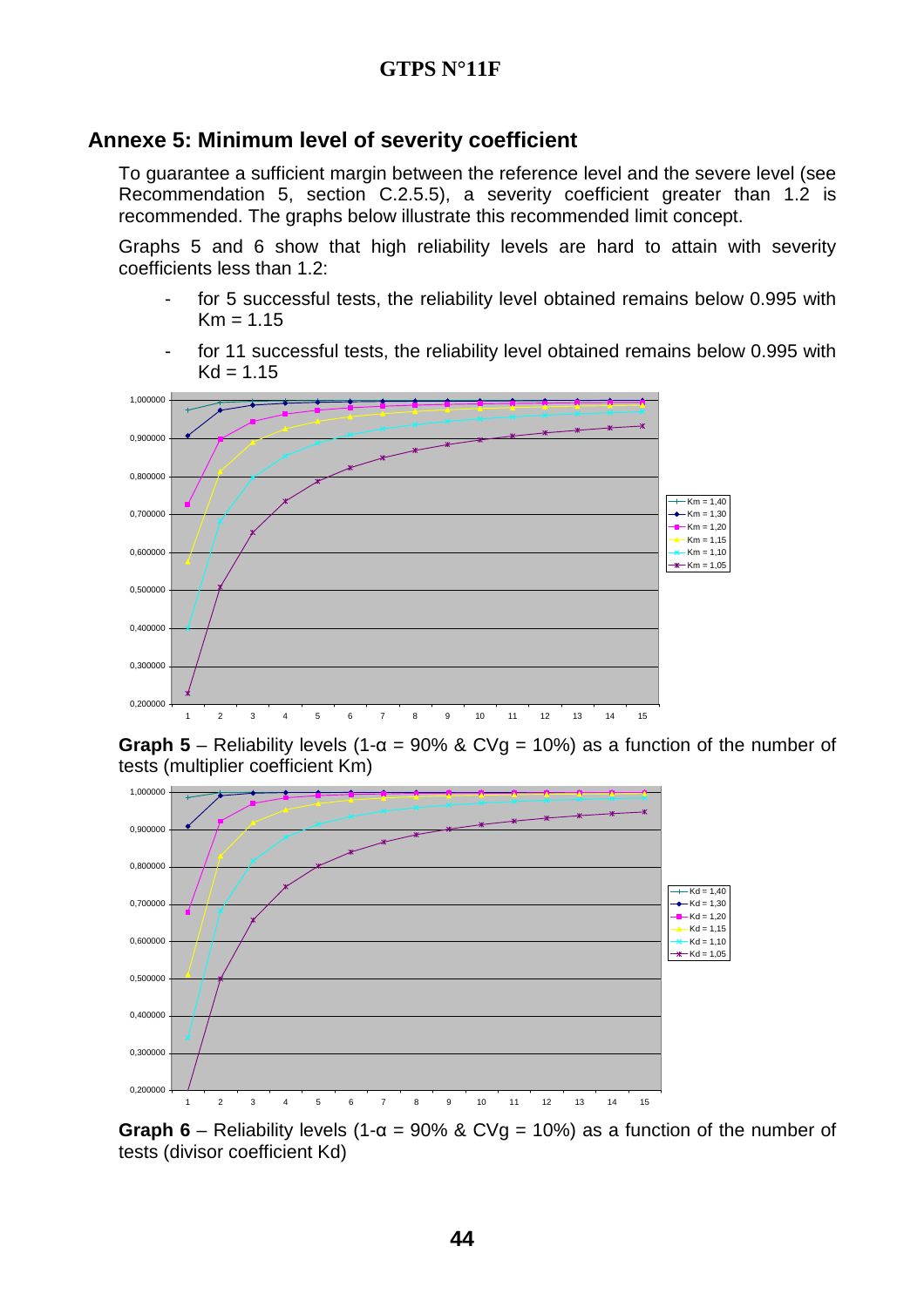## Annexe 5: Minimum level of severity coefficient

To guarantee a sufficient margin between the reference level and the severe level (see Recommendation 5, section C.2.5.5), a severity coefficient greater than 1.2 is recommended. The graphs below illustrate this recommended limit concept.

Graphs 5 and 6 show that high reliability levels are hard to attain with severity coefficients less than 1.2:

- for 5 successful tests, the reliability level obtained remains below 0.995 with Km = 1.15
- for 11 successful tests, the reliability level obtained remains below 0.995 with Kd = 1.15

**Graph 5** – Reliability levels (1-α = 90% & CVg = 10%) as a function of the number of tests (multiplier coefficient Km)

**Graph 6** – Reliability levels (1-α = 90% & CVg = 10%) as a function of the number of tests (divisor coefficient Kd)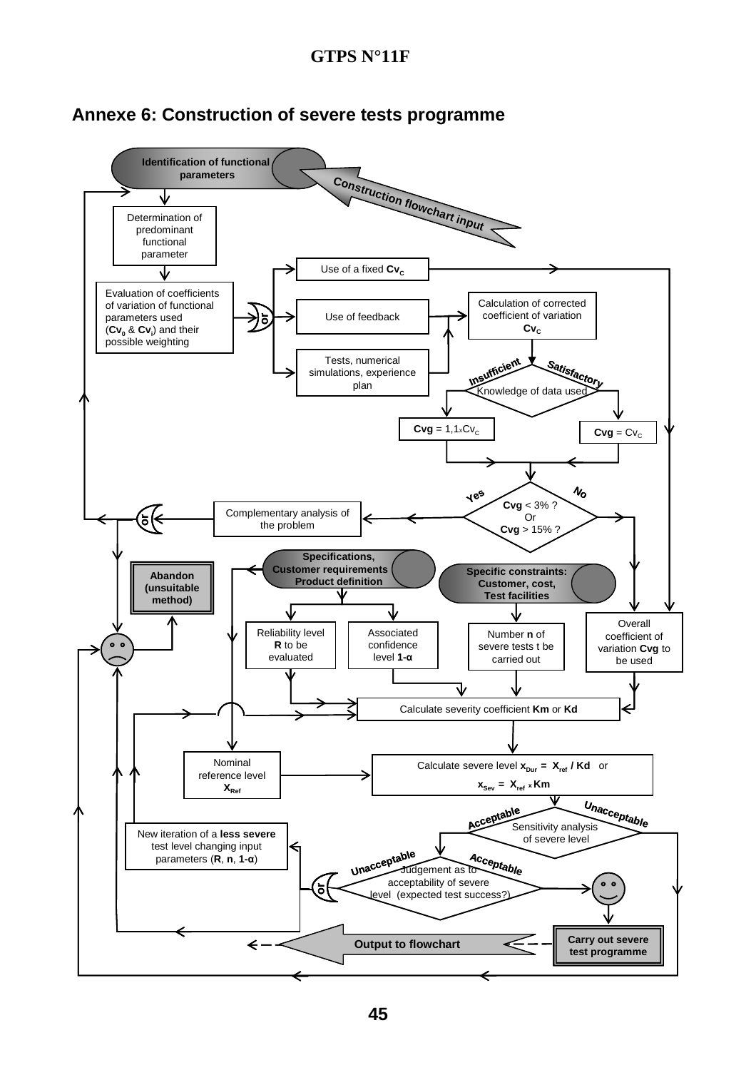## Annexe 6: Construction of severe tests programme

**Identification of functional parameters**

Construction flowchart input

Determination of predominant functional parameter

Evaluation of coefficients of variation of functional parameters used (**$Cv_0$** & **$Cv_i$**) and their possible weighting

or

Use of a fixed **$Cv_C$**

Use of feedback

Tests, numerical simulations, experience plan

Calculation of corrected coefficient of variation **$Cv_C$**

Knowledge of data used — *Insufficient* / *Satisfactory*

**Cvg** = $1{,}1 \times Cv_C$

**Cvg** = $Cv_C$

**Cvg** < 3% ? Or **Cvg** > 15% ? — *Yes* / *No*

Complementary analysis of the problem

or

**Abandon (unsuitable method)**

**Specifications, Customer requirements Product definition**

**Specific constraints: Customer, cost, Test facilities**

Reliability level **R** to be evaluated

Associated confidence level **1-α**

Number **n** of severe tests t be carried out

Overall coefficient of variation **Cvg** to be used

Calculate severity coefficient **Km** or **Kd**

Nominal reference level **$X_{Ref}$**

Calculate severe level $\mathbf{x_{Dur} = X_{ref} / Kd}$ or $\mathbf{x_{Sev} = X_{ref} \times Km}$

Sensitivity analysis of severe level — *Acceptable* / *Unacceptable*

New iteration of a **less severe** test level changing input parameters (**R**, **n**, **1-α**)

Judgement as to acceptability of severe level (expected test success?) — *Unacceptable* / *Acceptable*

or

**Carry out severe test programme**

**Output to flowchart**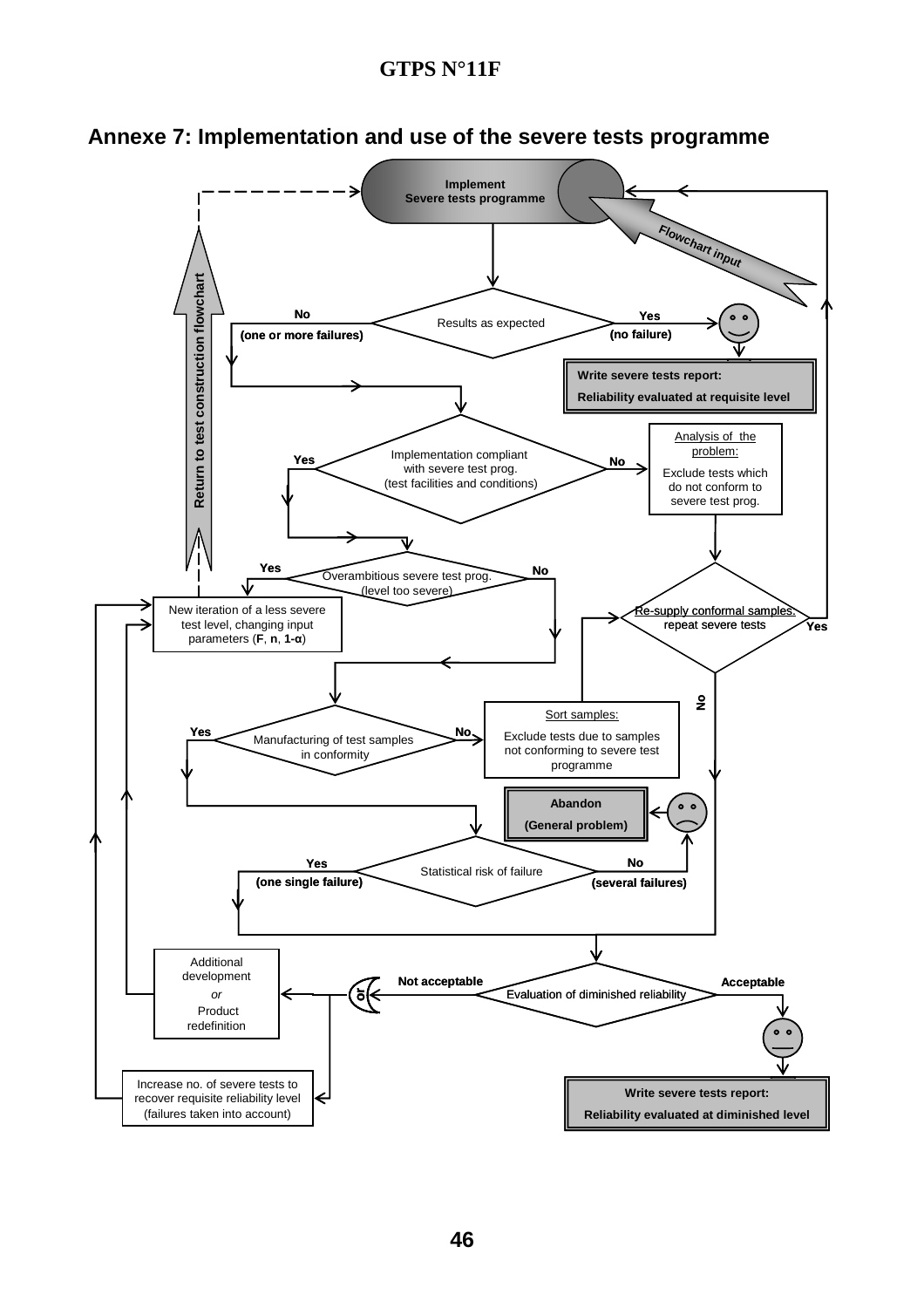## Annexe 7: Implementation and use of the severe tests programme

**Implement Severe tests programme**

Flowchart input

Results as expected

- No (one or more failures)
- Yes (no failure)

**Write severe tests report:**

**Reliability evaluated at requisite level**

Implementation compliant with severe test prog. (test facilities and conditions)

- Yes
- No

Analysis of the problem:

Exclude tests which do not conform to severe test prog.

Overambitious severe test prog. (level too severe)

- Yes
- No

New iteration of a less severe test level, changing input parameters (**F**, **n**, **1-α**)

Return to test construction flowchart

Re-supply conformal samples: repeat severe tests

- Yes
- No

Manufacturing of test samples in conformity

- Yes
- No

Sort samples:

Exclude tests due to samples not conforming to severe test programme

**Abandon**

**(General problem)**

Statistical risk of failure

- Yes (one single failure)
- No (several failures)

Evaluation of diminished reliability

- Not acceptable
- Acceptable

Additional development *or* Product redefinition

or

Increase no. of severe tests to recover requisite reliability level (failures taken into account)

**Write severe tests report:**

**Reliability evaluated at diminished level**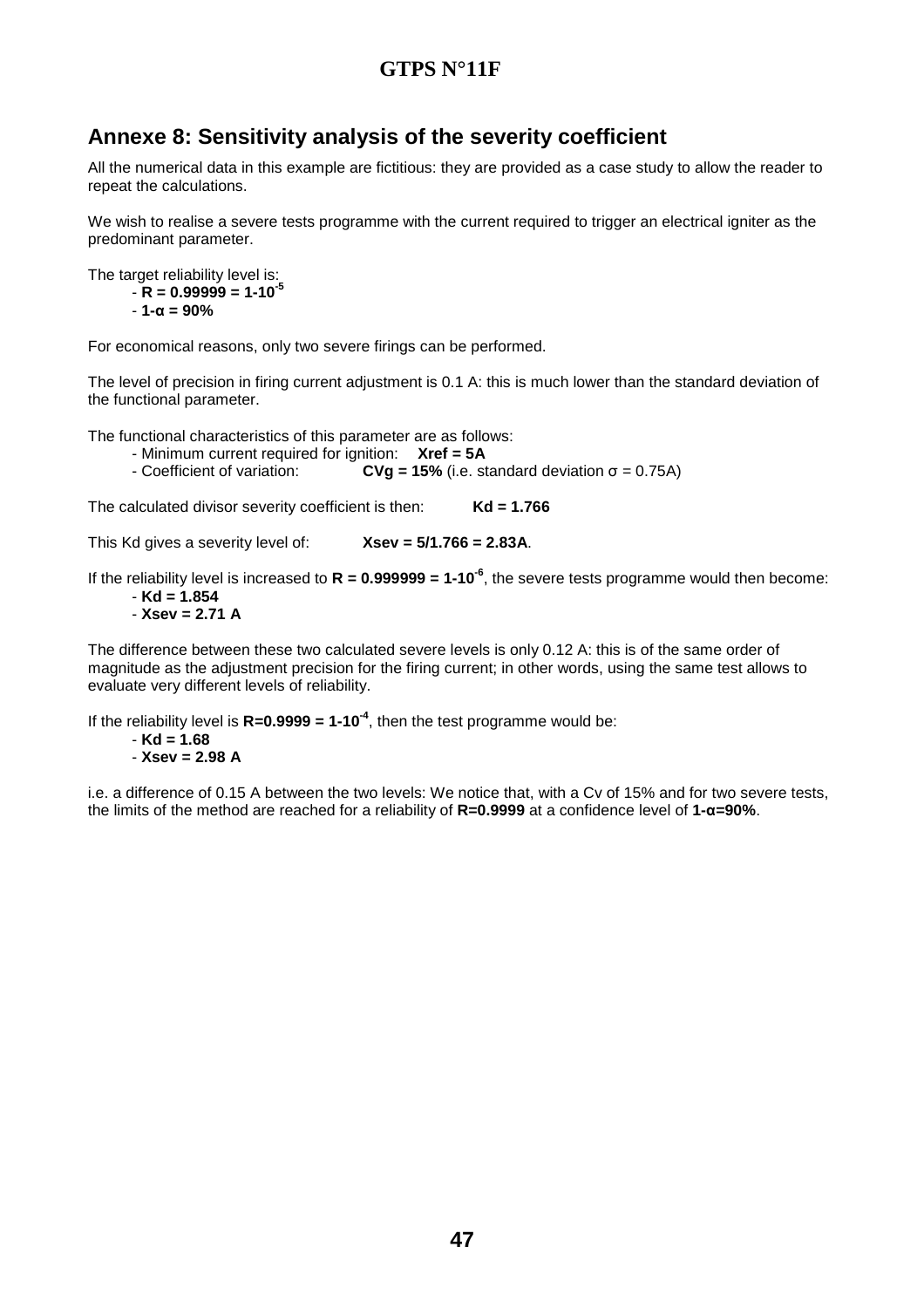## Annexe 8: Sensitivity analysis of the severity coefficient

All the numerical data in this example are fictitious: they are provided as a case study to allow the reader to repeat the calculations.

We wish to realise a severe tests programme with the current required to trigger an electrical igniter as the predominant parameter.

The target reliability level is:

- $\mathbf{R = 0.99999 = 1\text{-}10^{-5}}$
- $\mathbf{1\text{-}\alpha = 90\%}$

For economical reasons, only two severe firings can be performed.

The level of precision in firing current adjustment is 0.1 A: this is much lower than the standard deviation of the functional parameter.

The functional characteristics of this parameter are as follows:

- Minimum current required for ignition: **Xref = 5A**
- Coefficient of variation: **CVg = 15%** (i.e. standard deviation $\sigma$ = 0.75A)

The calculated divisor severity coefficient is then: **Kd = 1.766**

This Kd gives a severity level of: **Xsev = 5/1.766 = 2.83A**.

If the reliability level is increased to $\mathbf{R = 0.999999 = 1\text{-}10^{-6}}$, the severe tests programme would then become:

- **Kd = 1.854**
- **Xsev = 2.71 A**

The difference between these two calculated severe levels is only 0.12 A: this is of the same order of magnitude as the adjustment precision for the firing current; in other words, using the same test allows to evaluate very different levels of reliability.

If the reliability level is $\mathbf{R=0.9999 = 1\text{-}10^{-4}}$, then the test programme would be:

- **Kd = 1.68**
- **Xsev = 2.98 A**

i.e. a difference of 0.15 A between the two levels: We notice that, with a Cv of 15% and for two severe tests, the limits of the method are reached for a reliability of **R=0.9999** at a confidence level of $\mathbf{1\text{-}\alpha=90\%}$.